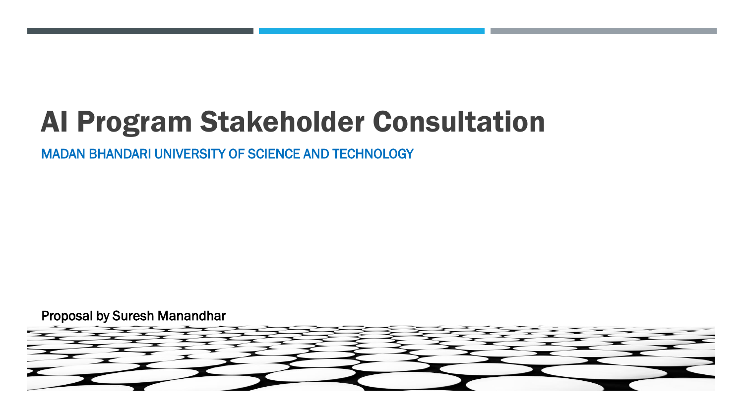# AI Program Stakeholder Consultation

MADAN BHANDARI UNIVERSITY OF SCIENCE AND TECHNOLOGY

Proposal by Suresh Manandhar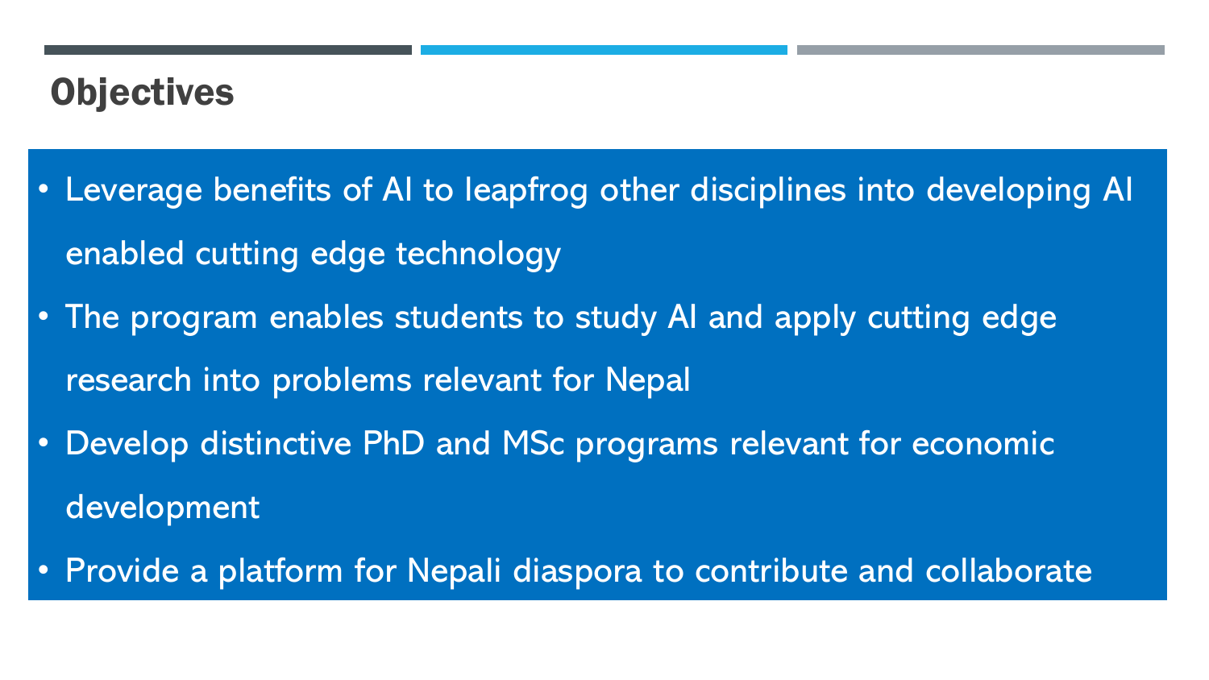# Objectives

- Leverage benefits of AI to leapfrog other disciplines into developing AI enabled cutting edge technology
- The program enables students to study AI and apply cutting edge research into problems relevant for Nepal
- Develop distinctive PhD and MSc programs relevant for economic development
- Provide a platform for Nepali diaspora to contribute and collaborate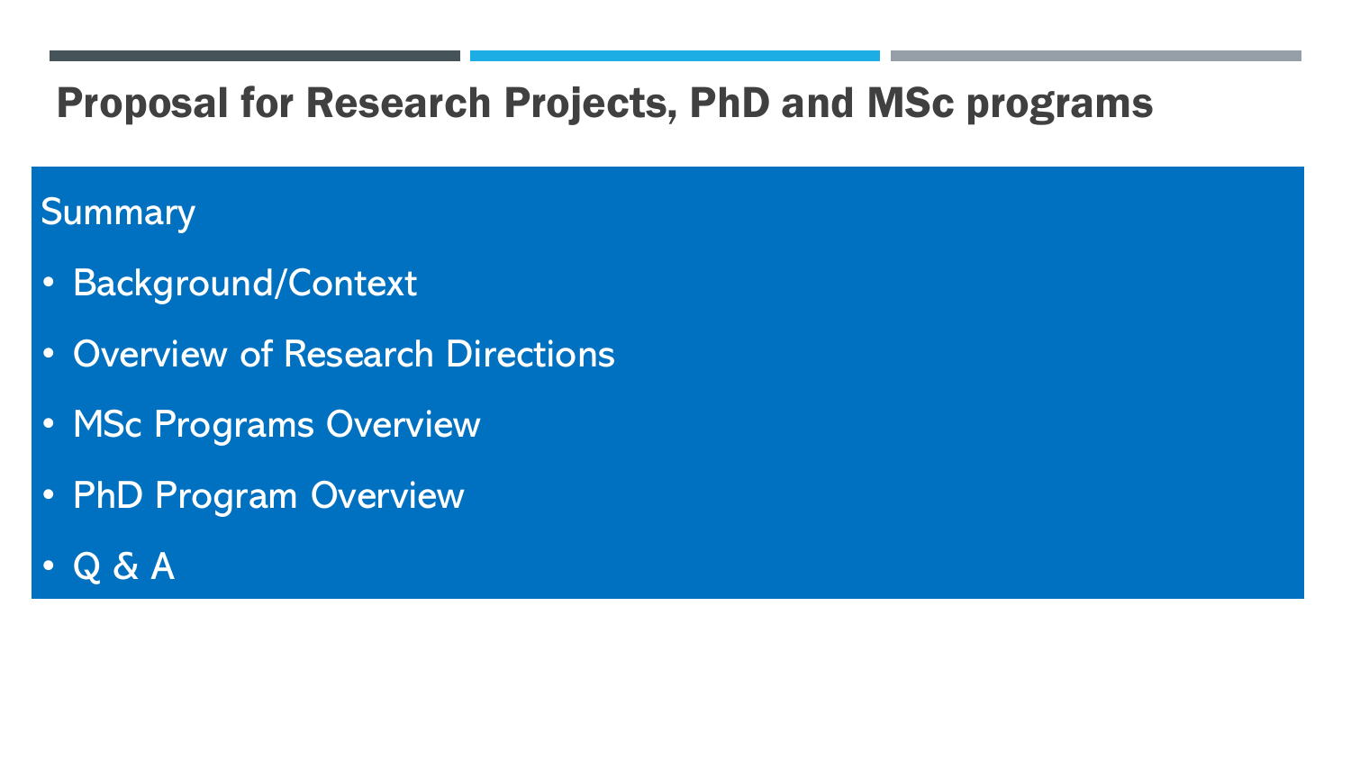# Proposal for Research Projects, PhD and MSc programs

## Summary

- Background/Context
- Overview of Research Directions
- MSc Programs Overview
- PhD Program Overview
- Q & A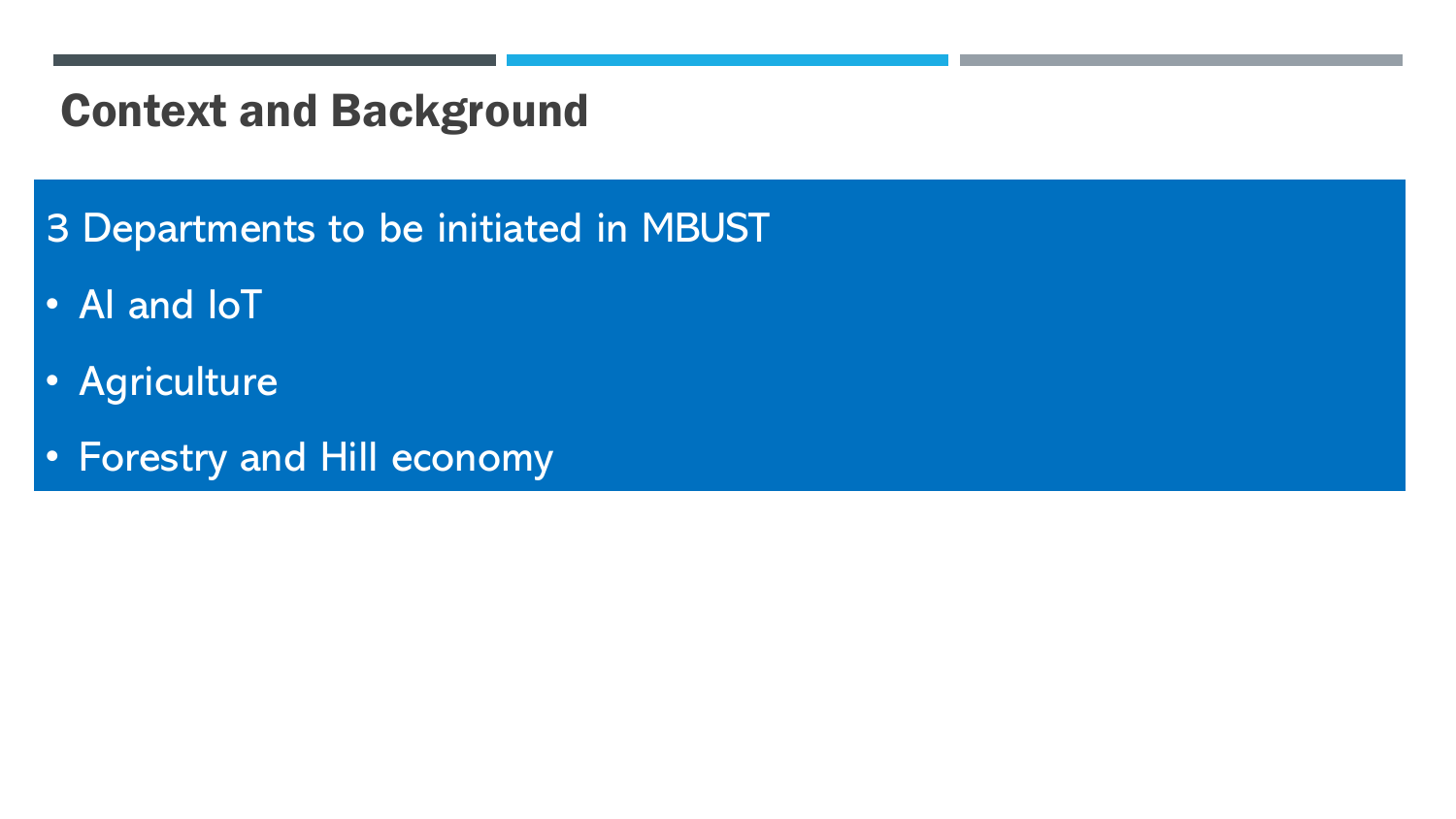# Context and Background

3 Departments to be initiated in MBUST

- AI and IoT
- Agriculture
- Forestry and Hill economy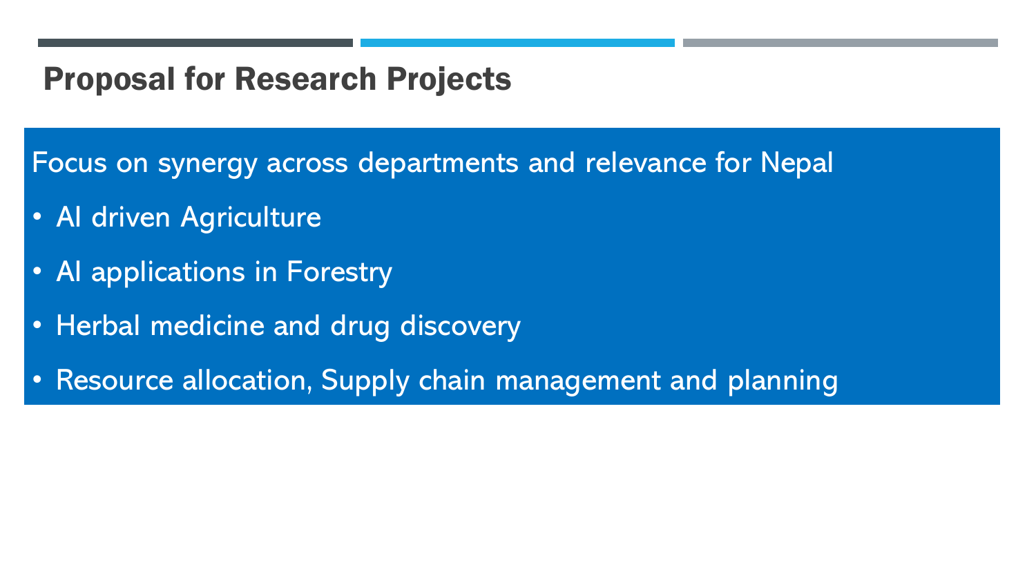# Proposal for Research Projects

Focus on synergy across departments and relevance for Nepal

- AI driven Agriculture
- AI applications in Forestry
- Herbal medicine and drug discovery
- Resource allocation, Supply chain management and planning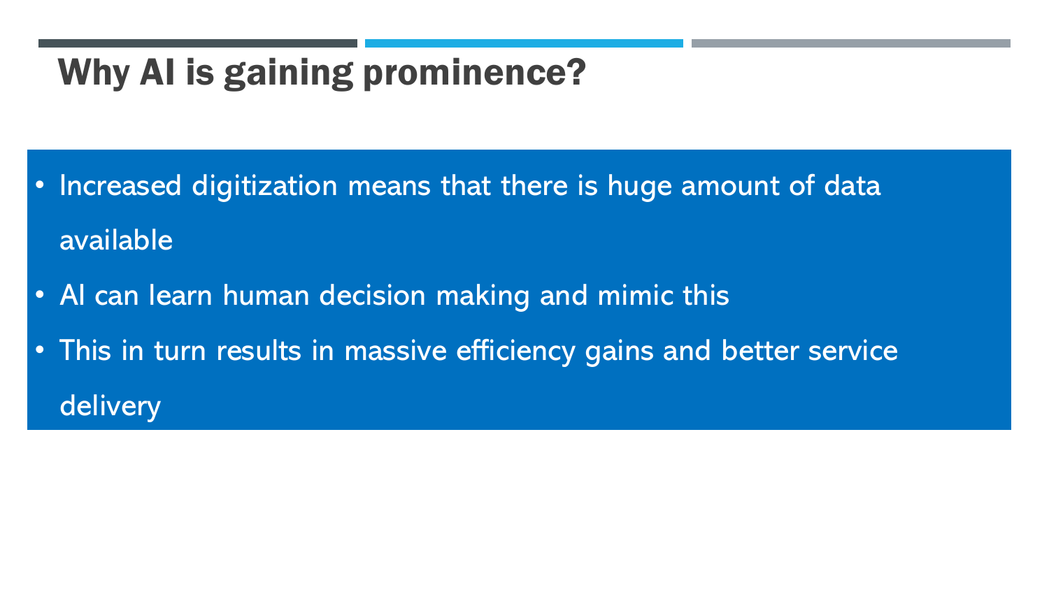# Why AI is gaining prominence?

- Increased digitization means that there is huge amount of data available
- AI can learn human decision making and mimic this
- This in turn results in massive efficiency gains and better service delivery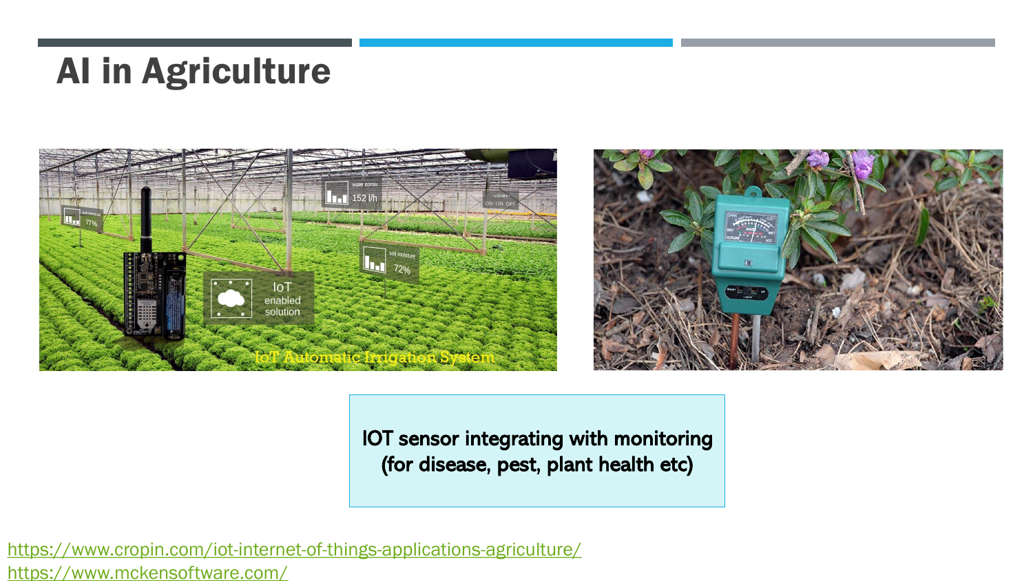# AI in Agriculture

IOT sensor integrating with monitoring (for disease, pest, plant health etc)

https://www.cropin.com/iot-internet-of-things-applications-agriculture/
https://www.mckensoftware.com/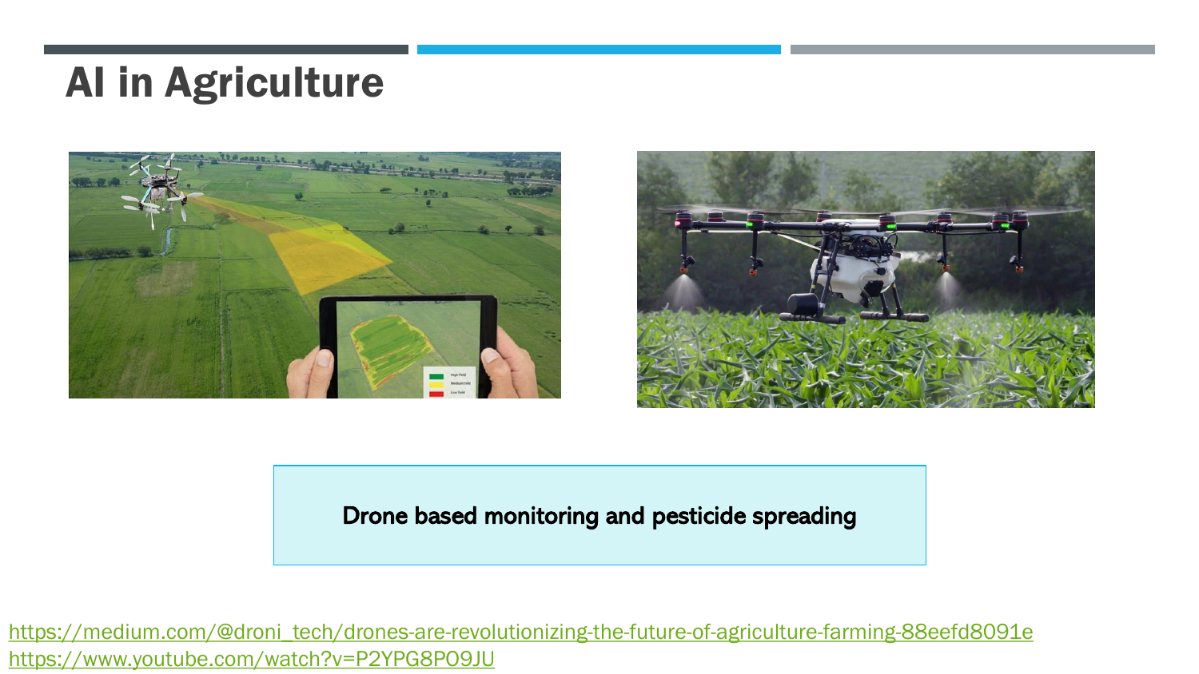# AI in Agriculture

Drone based monitoring and pesticide spreading

https://medium.com/@droni_tech/drones-are-revolutionizing-the-future-of-agriculture-farming-88eefd8091e
https://www.youtube.com/watch?v=P2YPG8PO9JU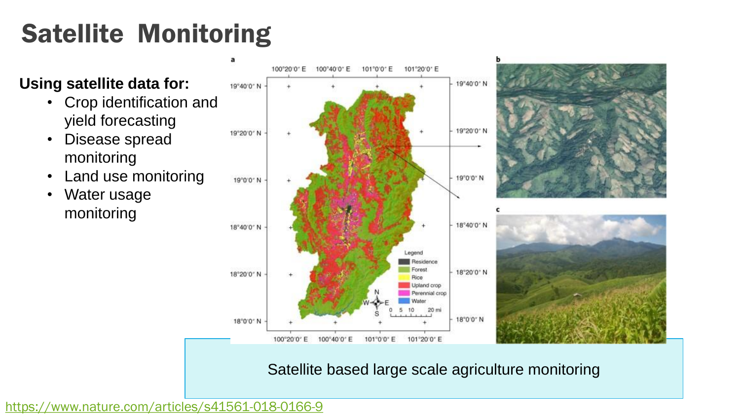# Satellite Monitoring

**Using satellite data for:**

- Crop identification and yield forecasting
- Disease spread monitoring
- Land use monitoring
- Water usage monitoring

Satellite based large scale agriculture monitoring

https://www.nature.com/articles/s41561-018-0166-9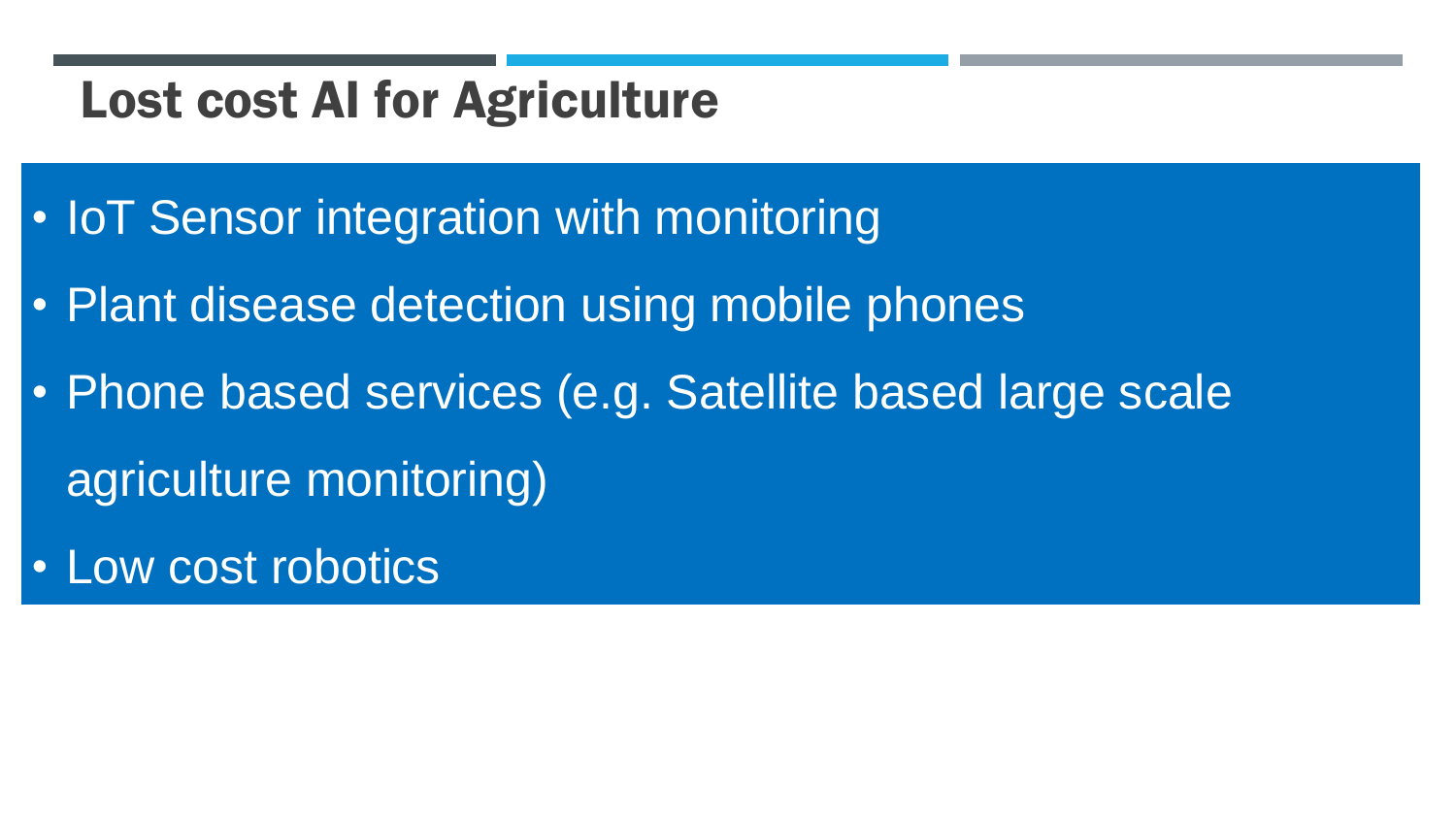# Lost cost AI for Agriculture

- IoT Sensor integration with monitoring
- Plant disease detection using mobile phones
- Phone based services (e.g. Satellite based large scale agriculture monitoring)
- Low cost robotics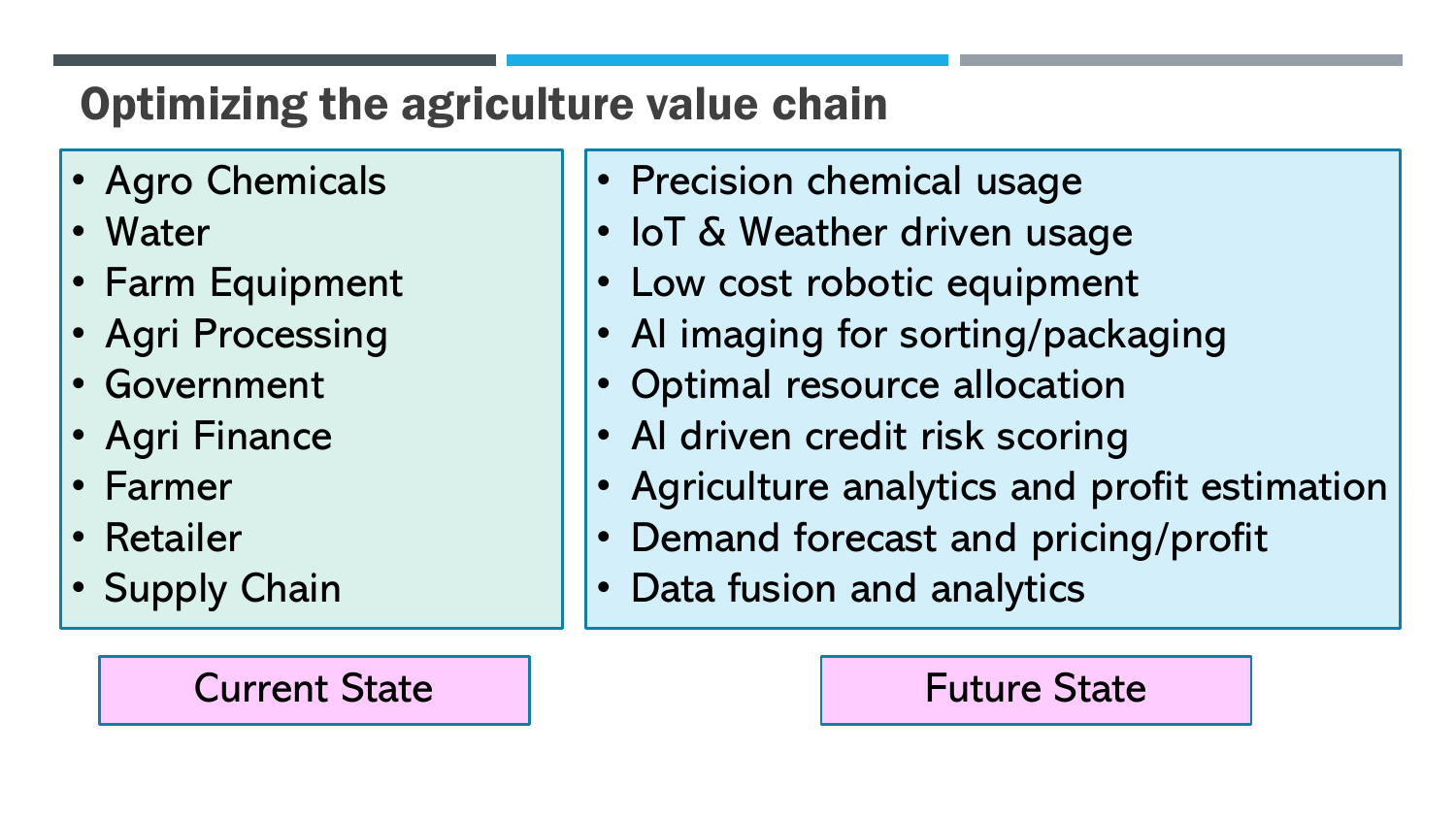## Optimizing the agriculture value chain

| Current State | Future State |
| --- | --- |
| Agro Chemicals | Precision chemical usage |
| Water | IoT & Weather driven usage |
| Farm Equipment | Low cost robotic equipment |
| Agri Processing | AI imaging for sorting/packaging |
| Government | Optimal resource allocation |
| Agri Finance | AI driven credit risk scoring |
| Farmer | Agriculture analytics and profit estimation |
| Retailer | Demand forecast and pricing/profit |
| Supply Chain | Data fusion and analytics |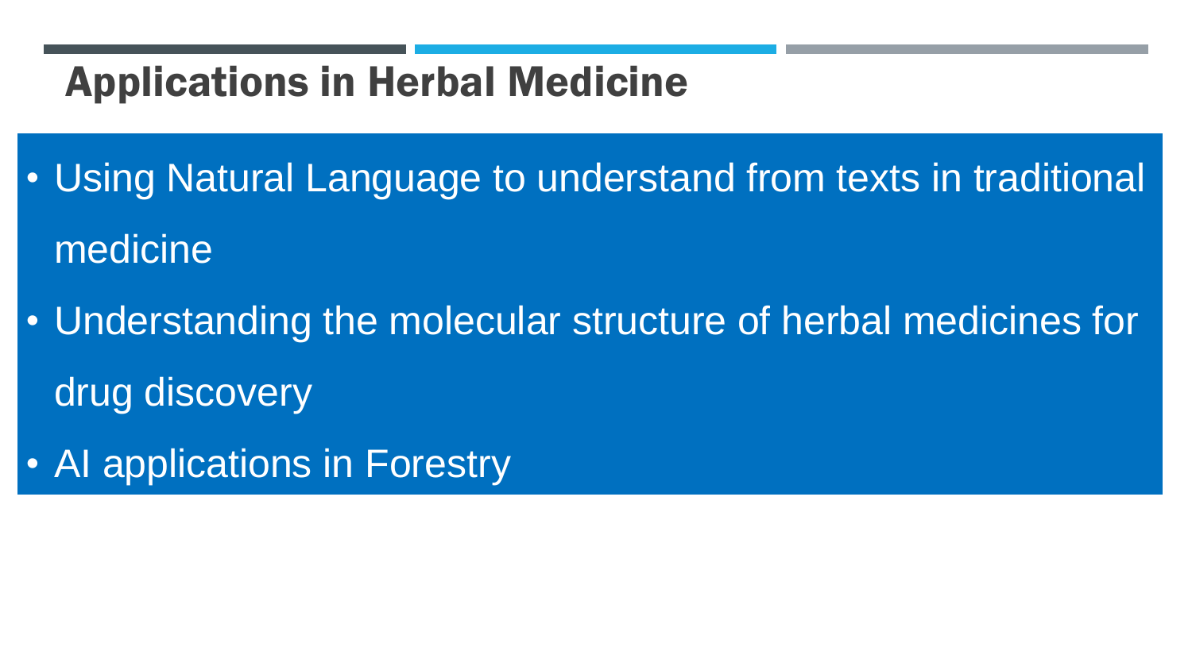# Applications in Herbal Medicine

- Using Natural Language to understand from texts in traditional medicine
- Understanding the molecular structure of herbal medicines for drug discovery
- AI applications in Forestry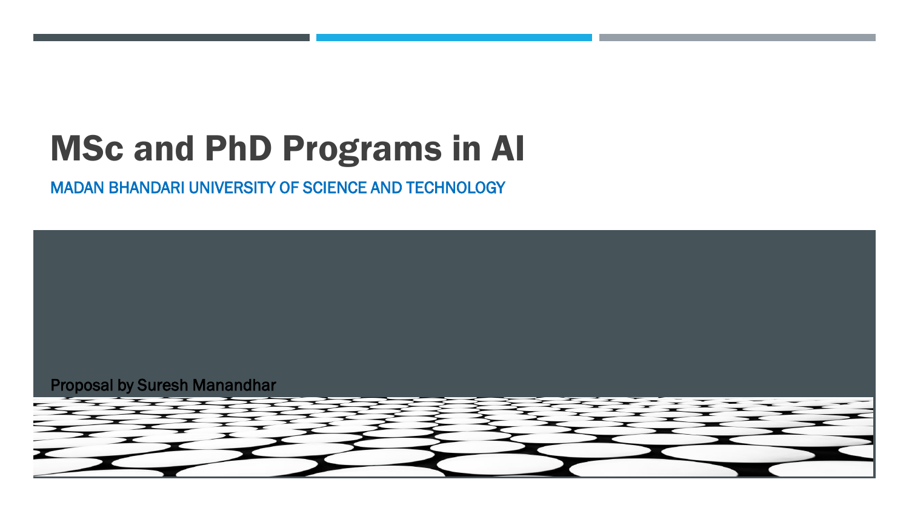# MSc and PhD Programs in AI

MADAN BHANDARI UNIVERSITY OF SCIENCE AND TECHNOLOGY

Proposal by Suresh Manandhar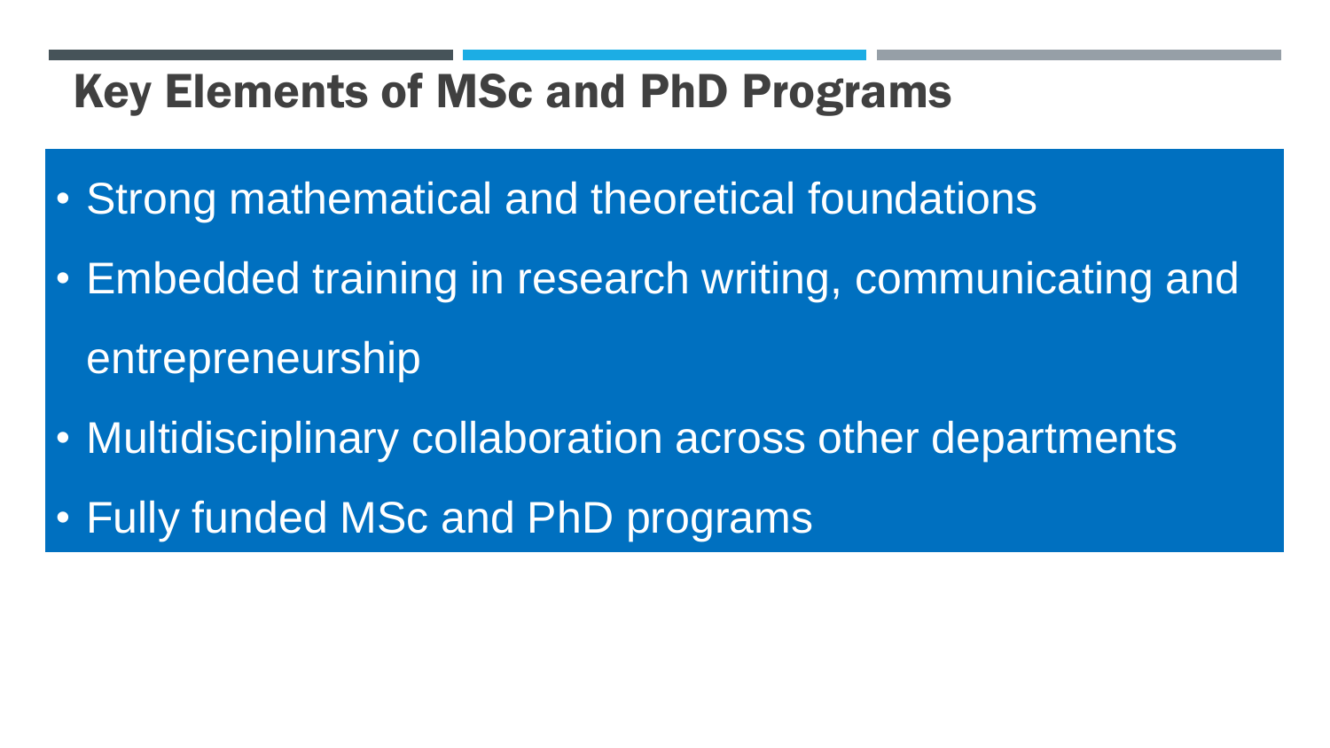# Key Elements of MSc and PhD Programs

- Strong mathematical and theoretical foundations
- Embedded training in research writing, communicating and entrepreneurship
- Multidisciplinary collaboration across other departments
- Fully funded MSc and PhD programs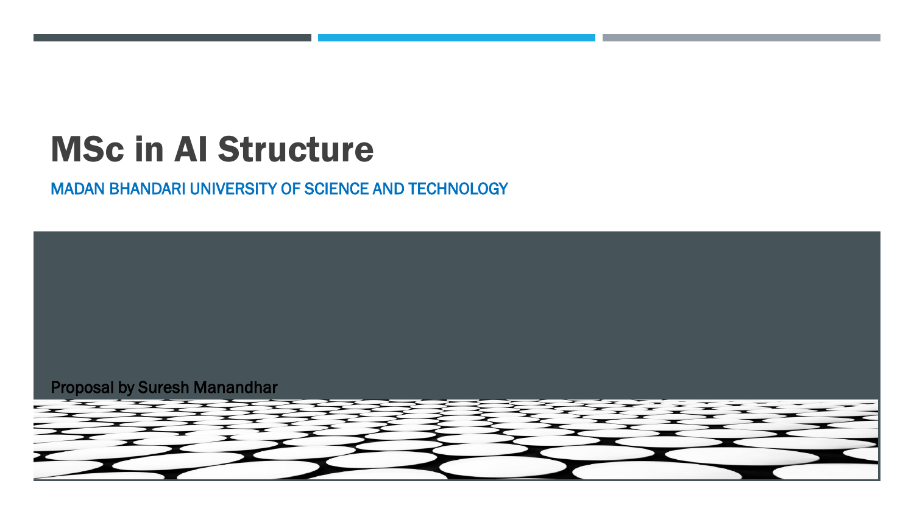# MSc in AI Structure

MADAN BHANDARI UNIVERSITY OF SCIENCE AND TECHNOLOGY

Proposal by Suresh Manandhar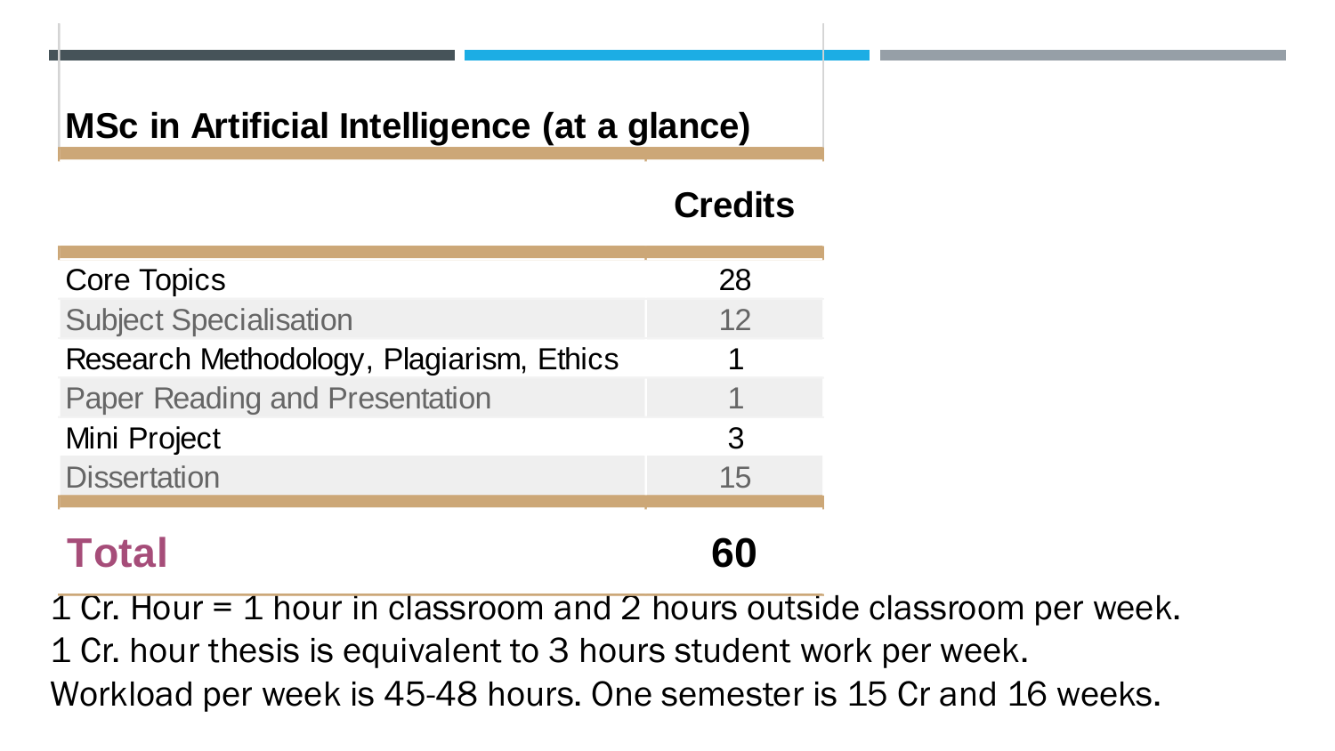## MSc in Artificial Intelligence (at a glance)

| | Credits |
|---|---|
| Core Topics | 28 |
| Subject Specialisation | 12 |
| Research Methodology, Plagiarism, Ethics | 1 |
| Paper Reading and Presentation | 1 |
| Mini Project | 3 |
| Dissertation | 15 |
| **Total** | **60** |

1 Cr. Hour = 1 hour in classroom and 2 hours outside classroom per week.
1 Cr. hour thesis is equivalent to 3 hours student work per week.
Workload per week is 45-48 hours. One semester is 15 Cr and 16 weeks.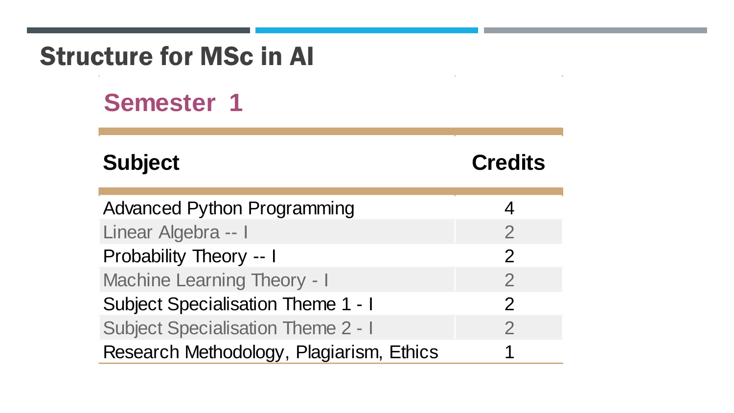# Structure for MSc in AI

## Semester 1

| Subject | Credits |
|---|---|
| Advanced Python Programming | 4 |
| Linear Algebra -- I | 2 |
| Probability Theory -- I | 2 |
| Machine Learning Theory - I | 2 |
| Subject Specialisation Theme 1 - I | 2 |
| Subject Specialisation Theme 2 - I | 2 |
| Research Methodology, Plagiarism, Ethics | 1 |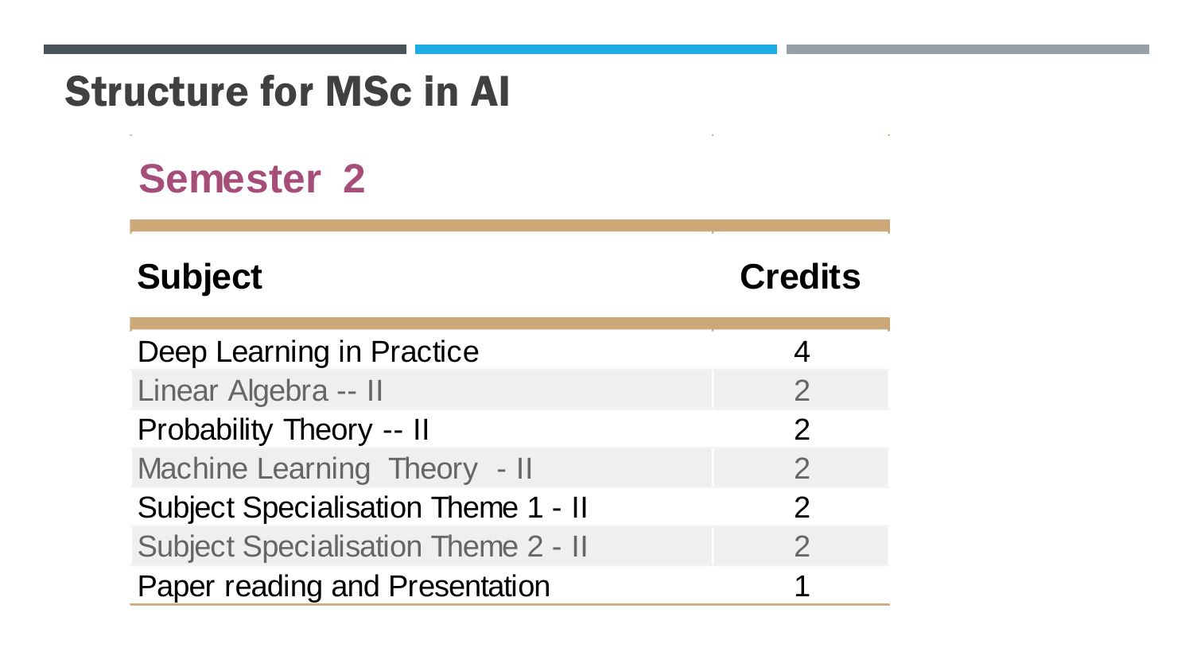# Structure for MSc in AI

## Semester 2

| Subject | Credits |
|---|---|
| Deep Learning in Practice | 4 |
| Linear Algebra -- II | 2 |
| Probability Theory -- II | 2 |
| Machine Learning Theory - II | 2 |
| Subject Specialisation Theme 1 - II | 2 |
| Subject Specialisation Theme 2 - II | 2 |
| Paper reading and Presentation | 1 |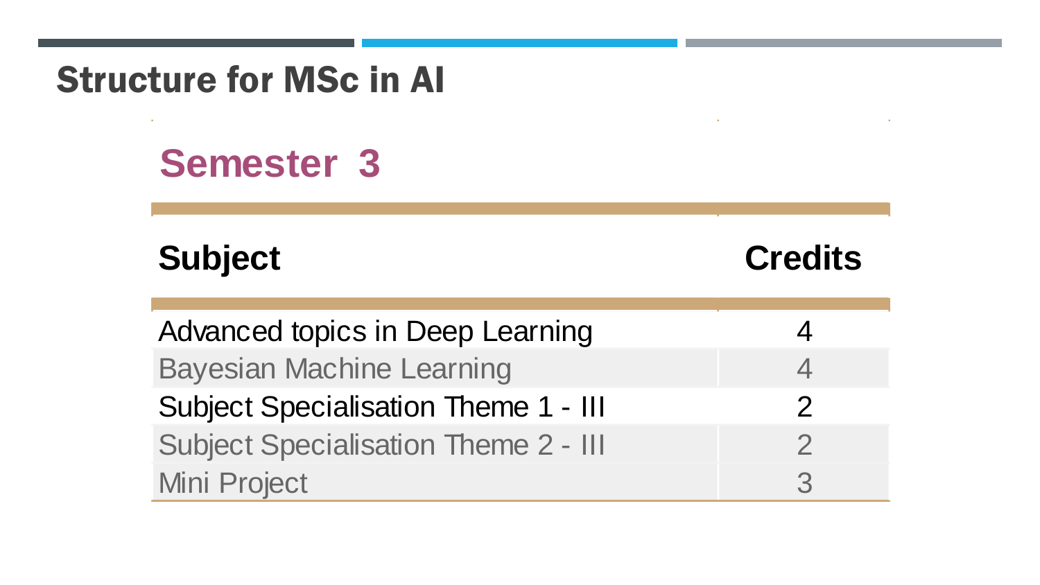# Structure for MSc in AI

## Semester 3

| Subject | Credits |
|---|---|
| Advanced topics in Deep Learning | 4 |
| Bayesian Machine Learning | 4 |
| Subject Specialisation Theme 1 - III | 2 |
| Subject Specialisation Theme 2 - III | 2 |
| Mini Project | 3 |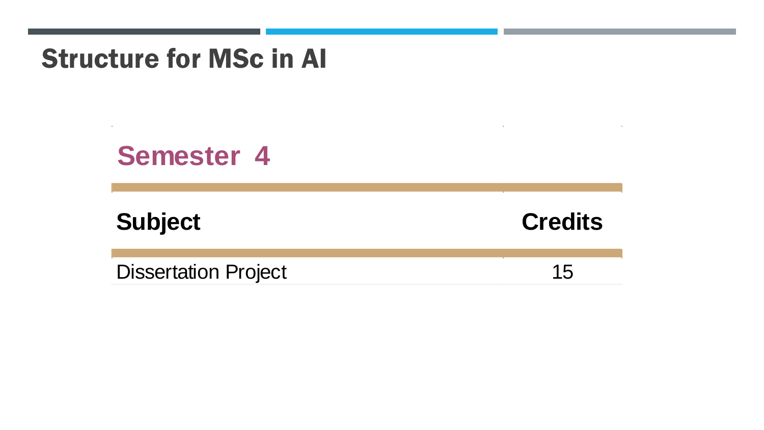# Structure for MSc in AI

## Semester 4

| Subject | Credits |
| --- | --- |
| Dissertation Project | 15 |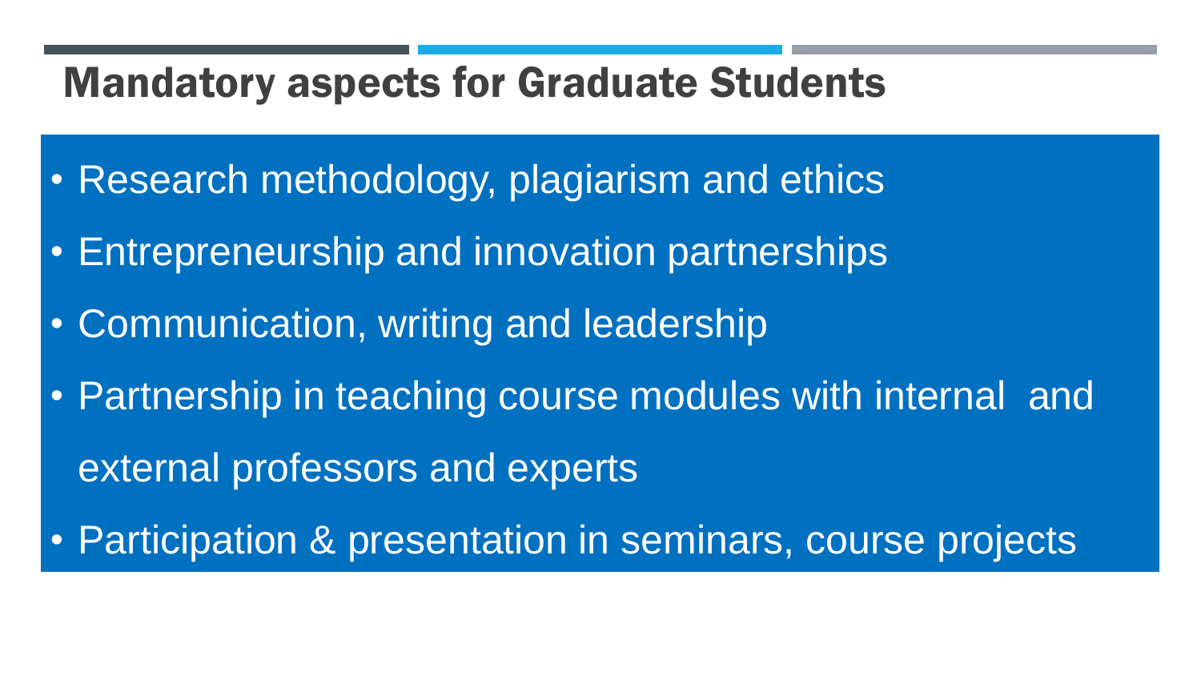# Mandatory aspects for Graduate Students

- Research methodology, plagiarism and ethics
- Entrepreneurship and innovation partnerships
- Communication, writing and leadership
- Partnership in teaching course modules with internal and external professors and experts
- Participation & presentation in seminars, course projects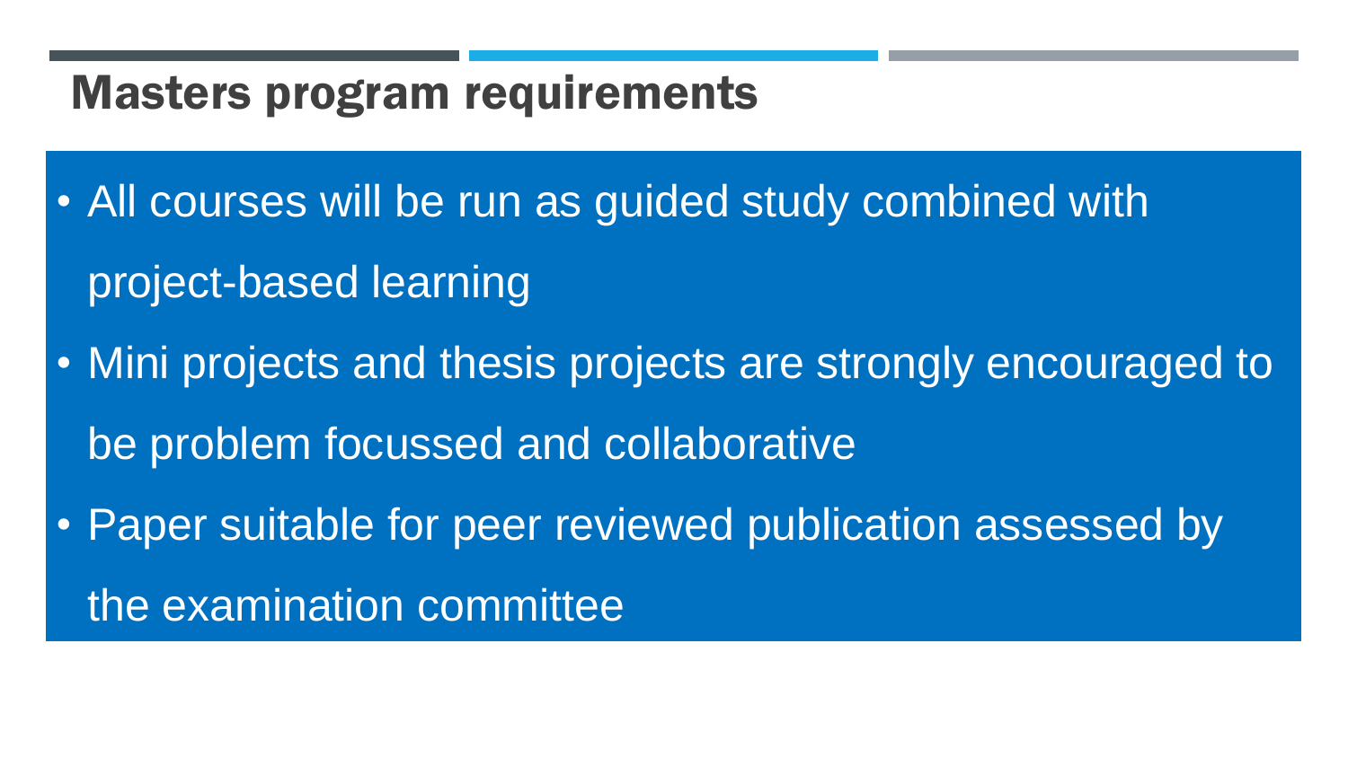# Masters program requirements

- All courses will be run as guided study combined with project-based learning
- Mini projects and thesis projects are strongly encouraged to be problem focussed and collaborative
- Paper suitable for peer reviewed publication assessed by the examination committee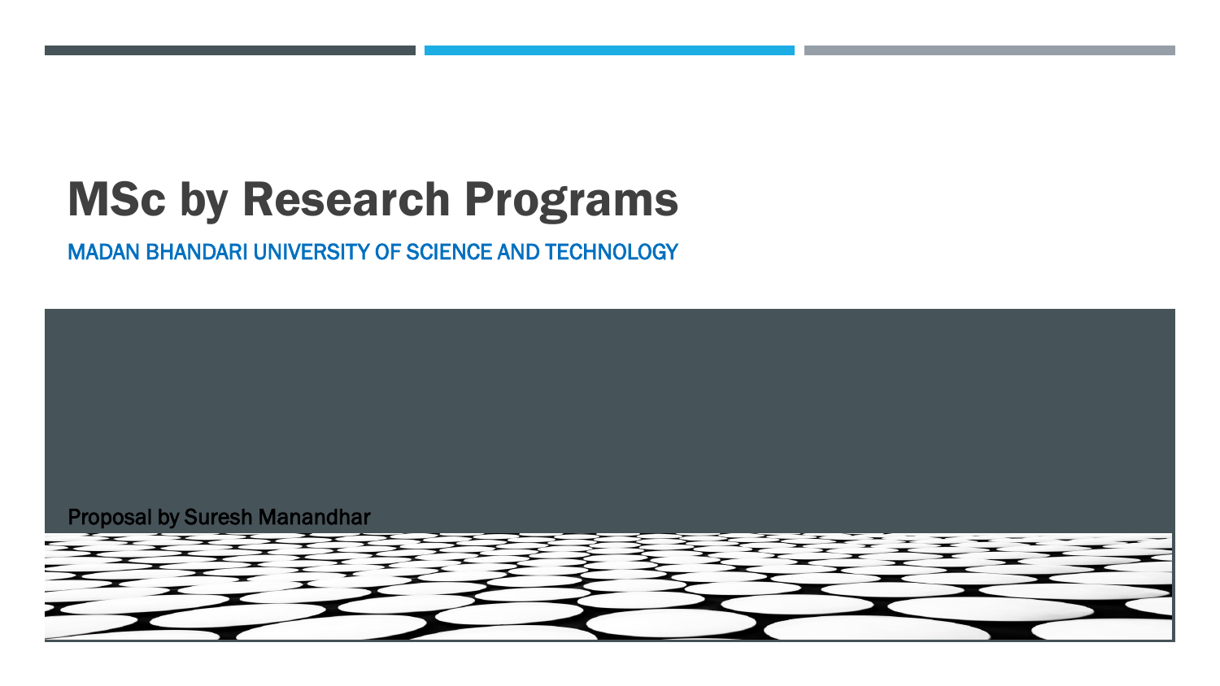# MSc by Research Programs

MADAN BHANDARI UNIVERSITY OF SCIENCE AND TECHNOLOGY

Proposal by Suresh Manandhar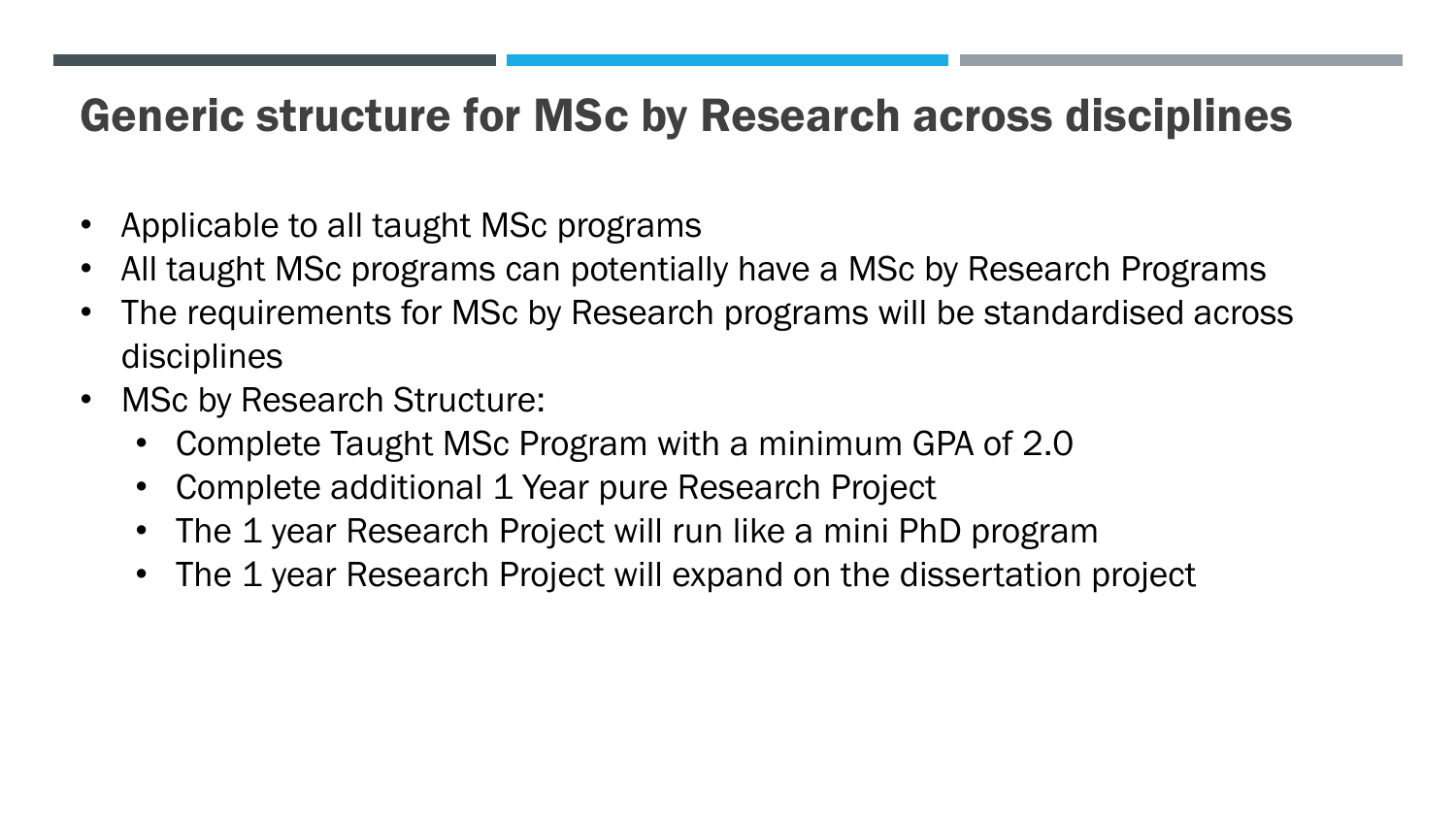# Generic structure for MSc by Research across disciplines

- Applicable to all taught MSc programs
- All taught MSc programs can potentially have a MSc by Research Programs
- The requirements for MSc by Research programs will be standardised across disciplines
- MSc by Research Structure:
  - Complete Taught MSc Program with a minimum GPA of 2.0
  - Complete additional 1 Year pure Research Project
  - The 1 year Research Project will run like a mini PhD program
  - The 1 year Research Project will expand on the dissertation project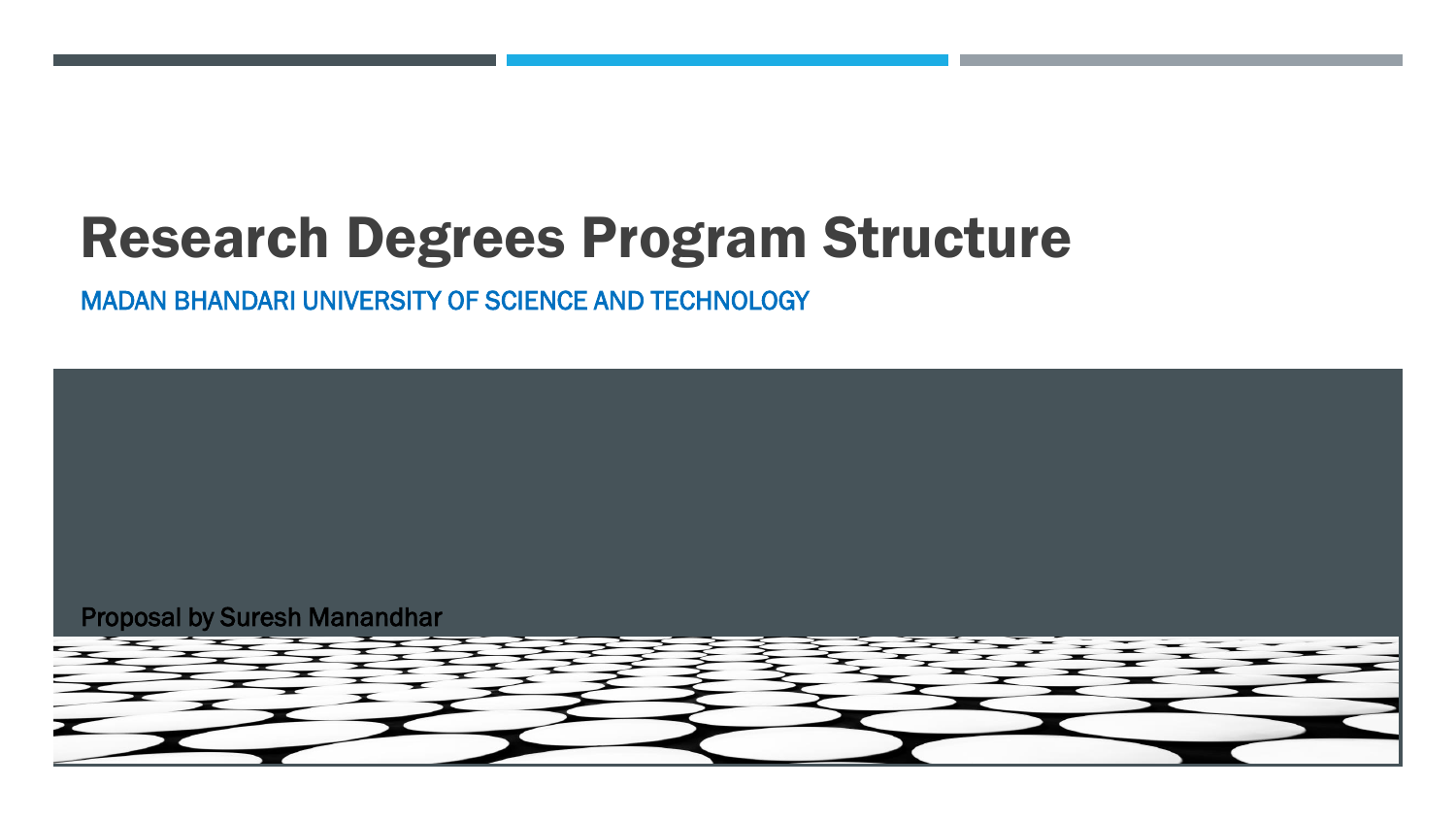# Research Degrees Program Structure

MADAN BHANDARI UNIVERSITY OF SCIENCE AND TECHNOLOGY

Proposal by Suresh Manandhar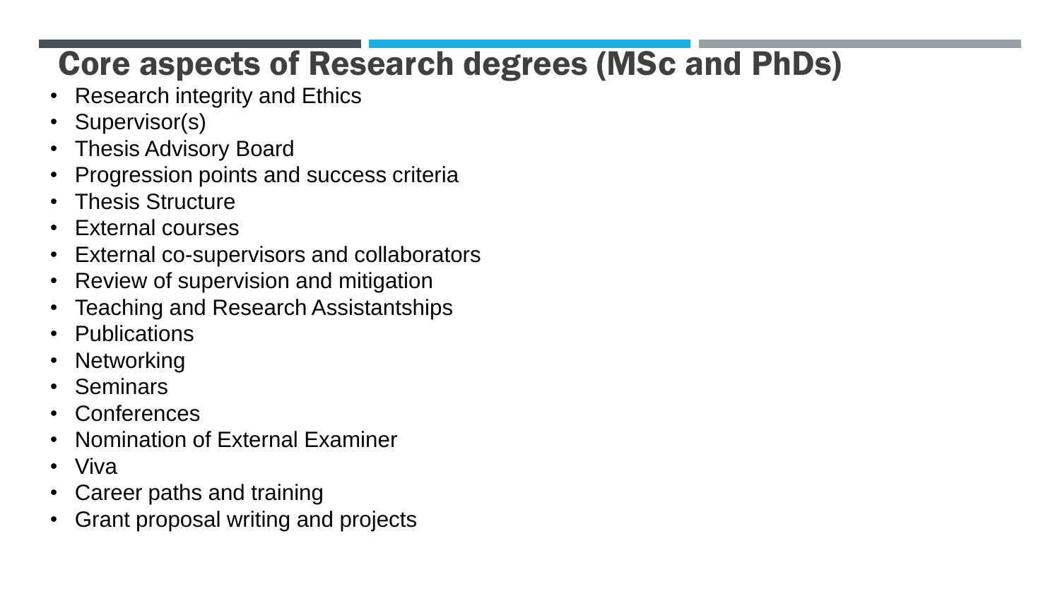# Core aspects of Research degrees (MSc and PhDs)

- Research integrity and Ethics
- Supervisor(s)
- Thesis Advisory Board
- Progression points and success criteria
- Thesis Structure
- External courses
- External co-supervisors and collaborators
- Review of supervision and mitigation
- Teaching and Research Assistantships
- Publications
- Networking
- Seminars
- Conferences
- Nomination of External Examiner
- Viva
- Career paths and training
- Grant proposal writing and projects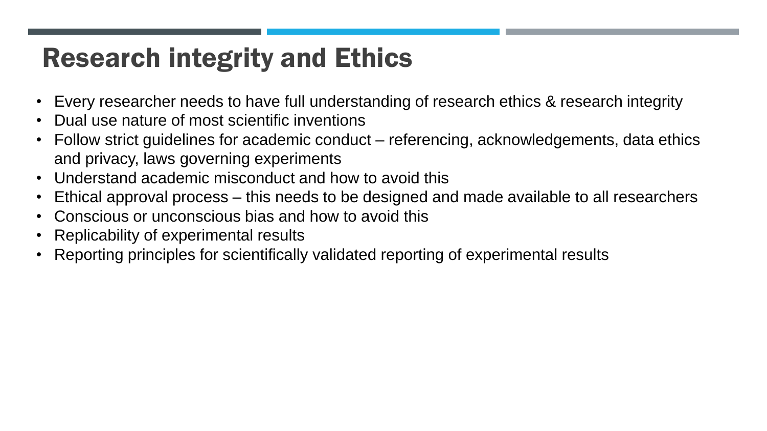# Research integrity and Ethics

- Every researcher needs to have full understanding of research ethics & research integrity
- Dual use nature of most scientific inventions
- Follow strict guidelines for academic conduct – referencing, acknowledgements, data ethics and privacy, laws governing experiments
- Understand academic misconduct and how to avoid this
- Ethical approval process – this needs to be designed and made available to all researchers
- Conscious or unconscious bias and how to avoid this
- Replicability of experimental results
- Reporting principles for scientifically validated reporting of experimental results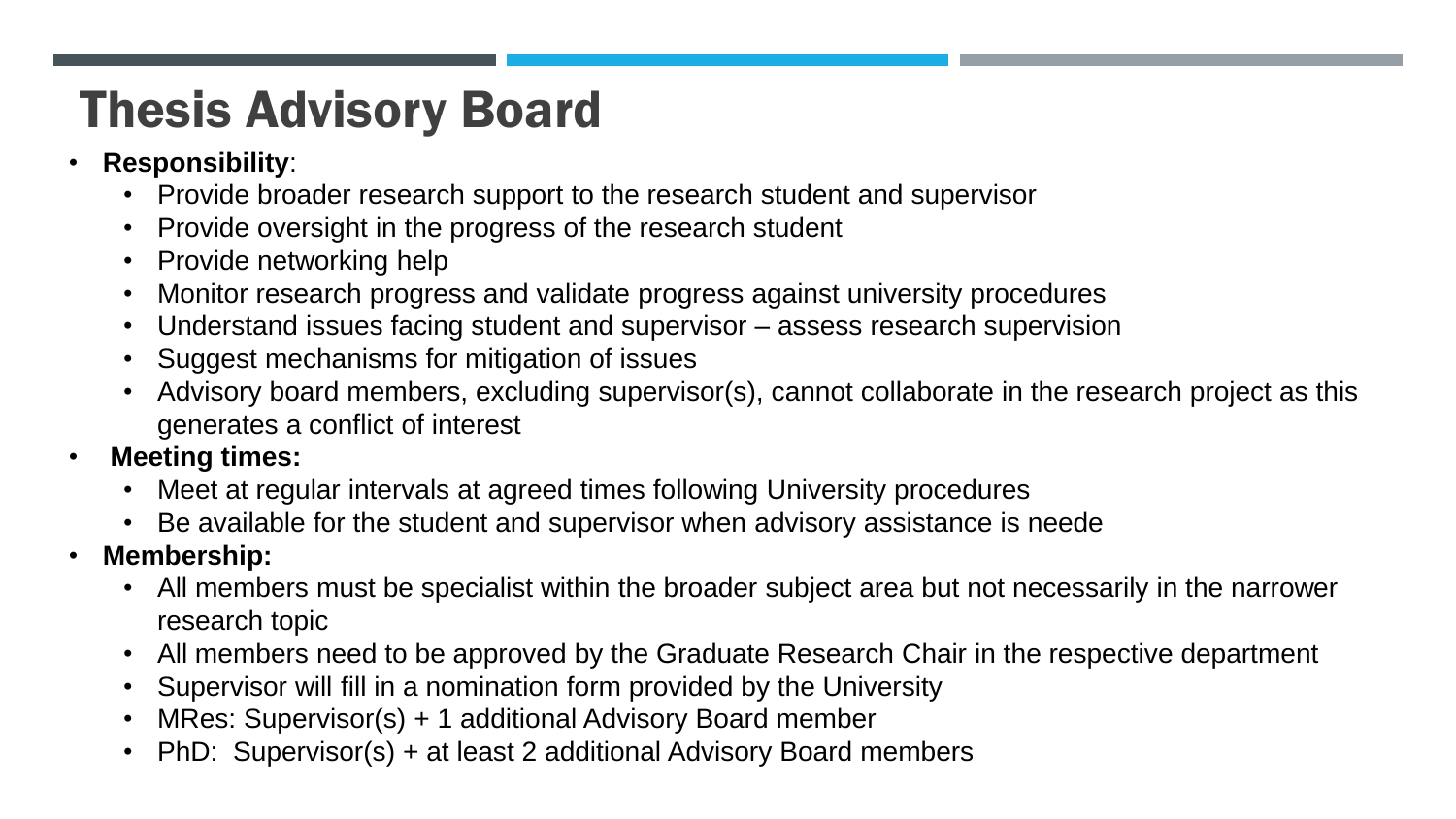# Thesis Advisory Board

- **Responsibility**:
  - Provide broader research support to the research student and supervisor
  - Provide oversight in the progress of the research student
  - Provide networking help
  - Monitor research progress and validate progress against university procedures
  - Understand issues facing student and supervisor – assess research supervision
  - Suggest mechanisms for mitigation of issues
  - Advisory board members, excluding supervisor(s), cannot collaborate in the research project as this generates a conflict of interest
- **Meeting times:**
  - Meet at regular intervals at agreed times following University procedures
  - Be available for the student and supervisor when advisory assistance is neede
- **Membership:**
  - All members must be specialist within the broader subject area but not necessarily in the narrower research topic
  - All members need to be approved by the Graduate Research Chair in the respective department
  - Supervisor will fill in a nomination form provided by the University
  - MRes: Supervisor(s) + 1 additional Advisory Board member
  - PhD: Supervisor(s) + at least 2 additional Advisory Board members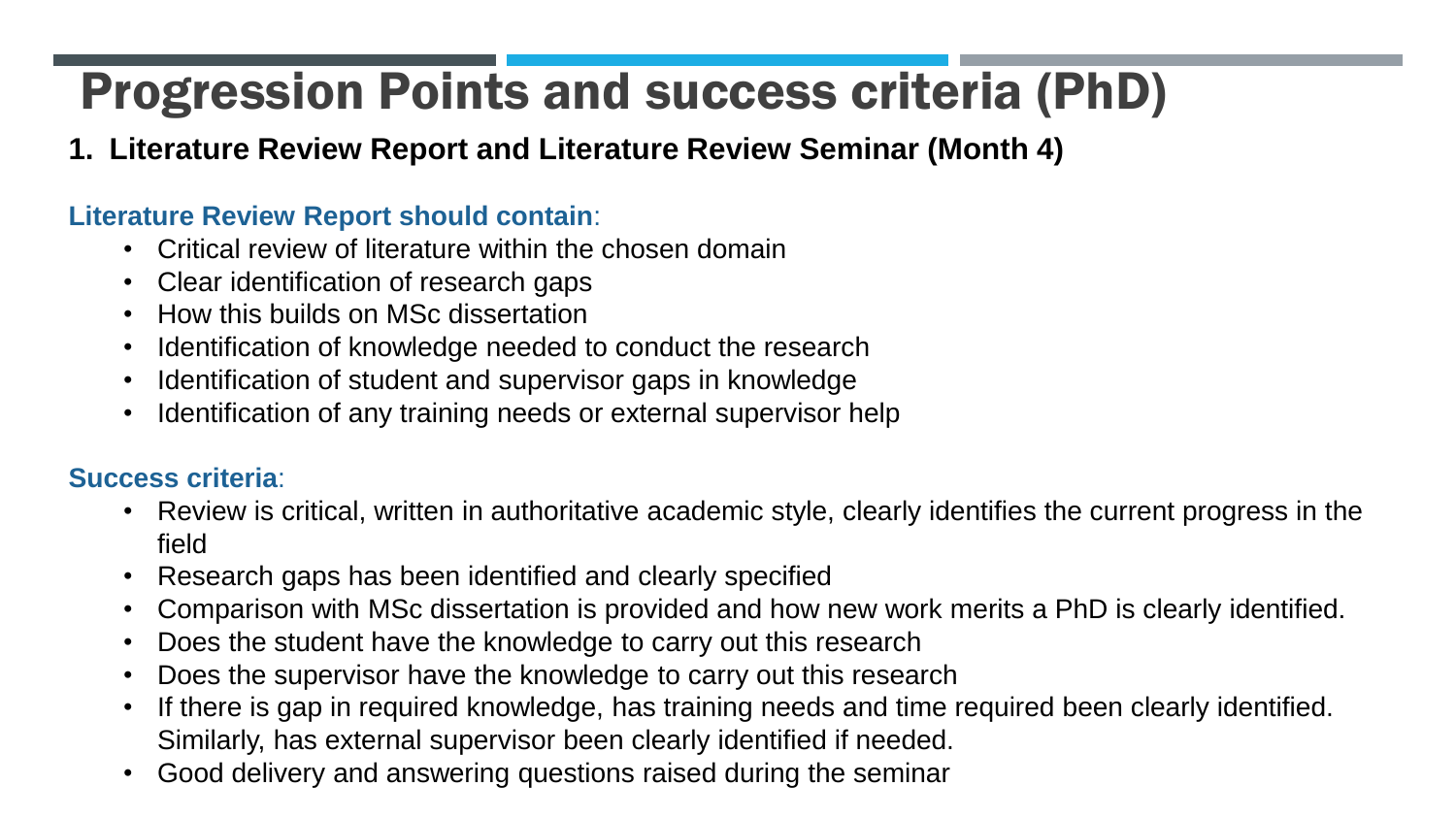# Progression Points and success criteria (PhD)

**1. Literature Review Report and Literature Review Seminar (Month 4)**

**Literature Review Report should contain**:

- Critical review of literature within the chosen domain
- Clear identification of research gaps
- How this builds on MSc dissertation
- Identification of knowledge needed to conduct the research
- Identification of student and supervisor gaps in knowledge
- Identification of any training needs or external supervisor help

**Success criteria**:

- Review is critical, written in authoritative academic style, clearly identifies the current progress in the field
- Research gaps has been identified and clearly specified
- Comparison with MSc dissertation is provided and how new work merits a PhD is clearly identified.
- Does the student have the knowledge to carry out this research
- Does the supervisor have the knowledge to carry out this research
- If there is gap in required knowledge, has training needs and time required been clearly identified. Similarly, has external supervisor been clearly identified if needed.
- Good delivery and answering questions raised during the seminar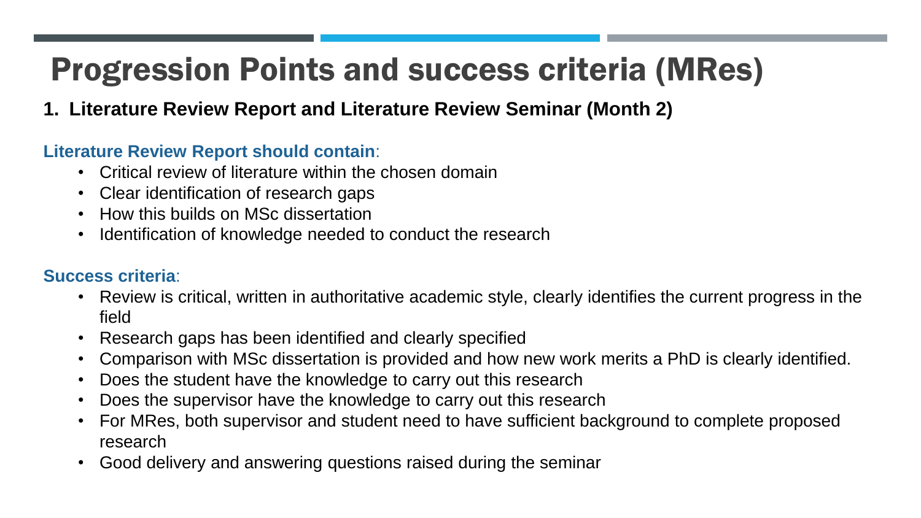# Progression Points and success criteria (MRes)

**1. Literature Review Report and Literature Review Seminar (Month 2)**

**Literature Review Report should contain**:

- Critical review of literature within the chosen domain
- Clear identification of research gaps
- How this builds on MSc dissertation
- Identification of knowledge needed to conduct the research

**Success criteria**:

- Review is critical, written in authoritative academic style, clearly identifies the current progress in the field
- Research gaps has been identified and clearly specified
- Comparison with MSc dissertation is provided and how new work merits a PhD is clearly identified.
- Does the student have the knowledge to carry out this research
- Does the supervisor have the knowledge to carry out this research
- For MRes, both supervisor and student need to have sufficient background to complete proposed research
- Good delivery and answering questions raised during the seminar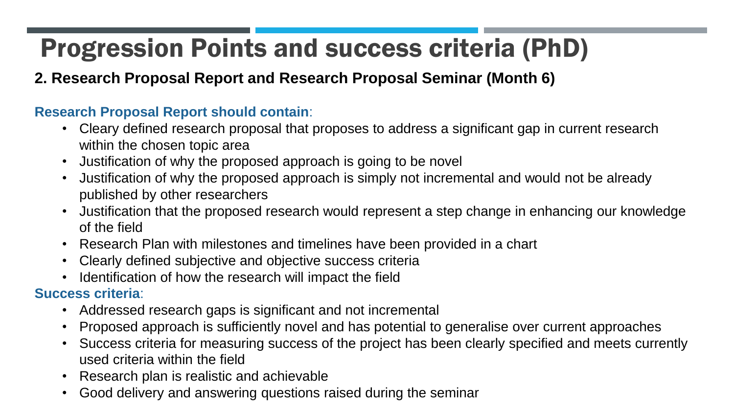# Progression Points and success criteria (PhD)

**2. Research Proposal Report and Research Proposal Seminar (Month 6)**

**Research Proposal Report should contain**:

- Cleary defined research proposal that proposes to address a significant gap in current research within the chosen topic area
- Justification of why the proposed approach is going to be novel
- Justification of why the proposed approach is simply not incremental and would not be already published by other researchers
- Justification that the proposed research would represent a step change in enhancing our knowledge of the field
- Research Plan with milestones and timelines have been provided in a chart
- Clearly defined subjective and objective success criteria
- Identification of how the research will impact the field

**Success criteria**:

- Addressed research gaps is significant and not incremental
- Proposed approach is sufficiently novel and has potential to generalise over current approaches
- Success criteria for measuring success of the project has been clearly specified and meets currently used criteria within the field
- Research plan is realistic and achievable
- Good delivery and answering questions raised during the seminar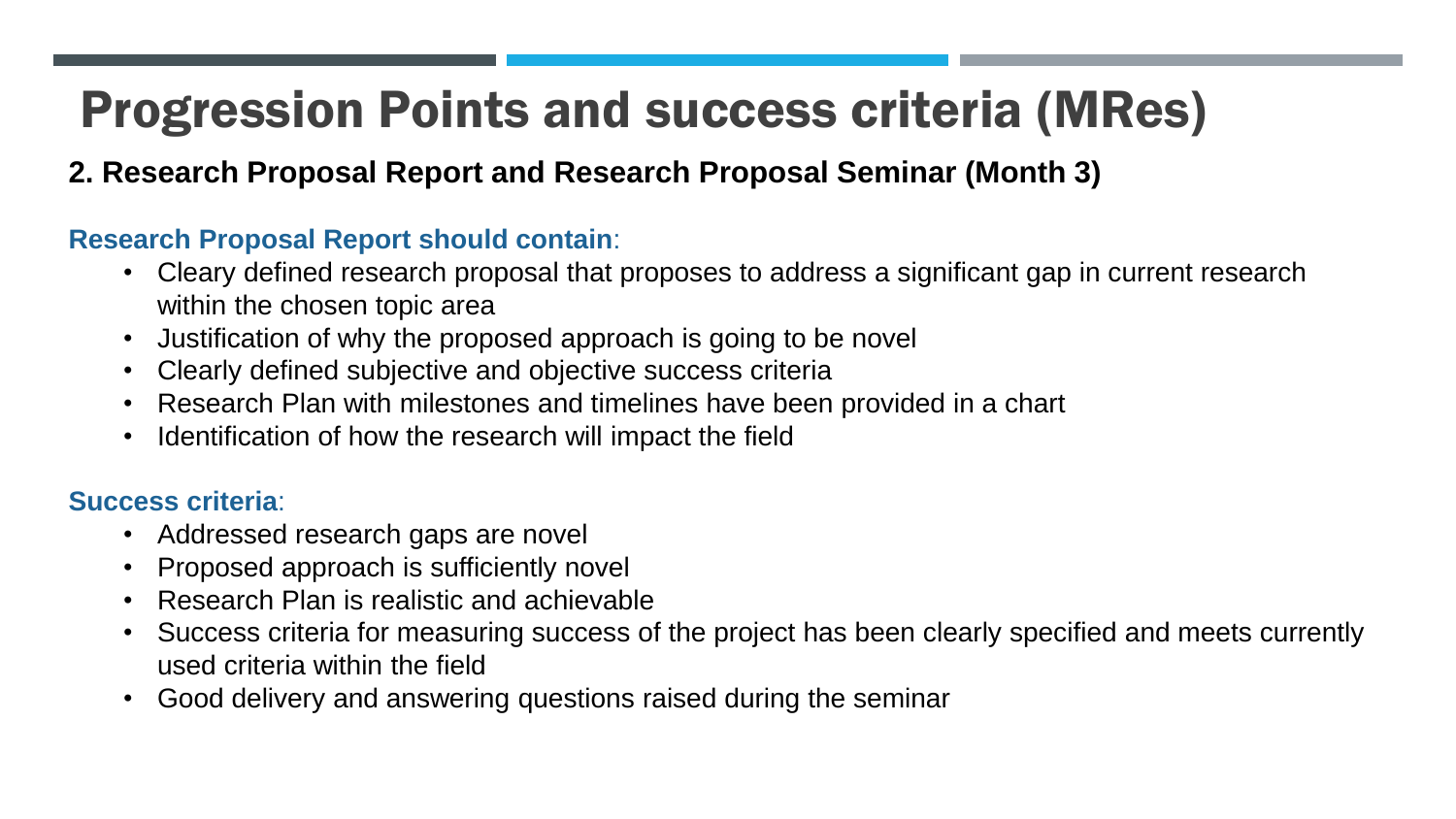# Progression Points and success criteria (MRes)

**2. Research Proposal Report and Research Proposal Seminar (Month 3)**

**Research Proposal Report should contain**:

- Cleary defined research proposal that proposes to address a significant gap in current research within the chosen topic area
- Justification of why the proposed approach is going to be novel
- Clearly defined subjective and objective success criteria
- Research Plan with milestones and timelines have been provided in a chart
- Identification of how the research will impact the field

**Success criteria**:

- Addressed research gaps are novel
- Proposed approach is sufficiently novel
- Research Plan is realistic and achievable
- Success criteria for measuring success of the project has been clearly specified and meets currently used criteria within the field
- Good delivery and answering questions raised during the seminar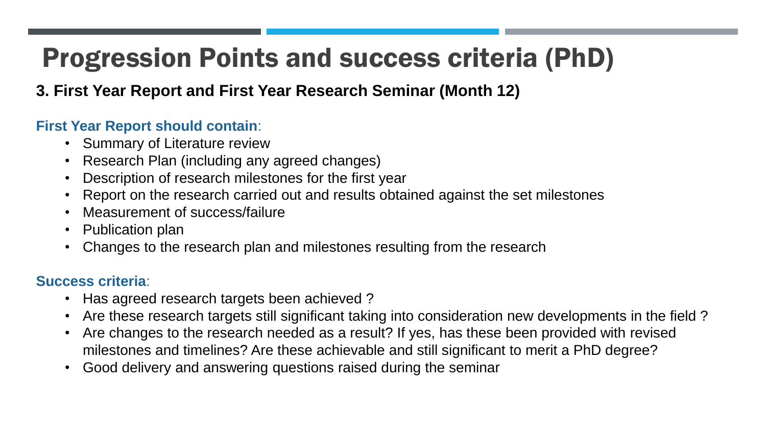# Progression Points and success criteria (PhD)

**3. First Year Report and First Year Research Seminar (Month 12)**

**First Year Report should contain**:

- Summary of Literature review
- Research Plan (including any agreed changes)
- Description of research milestones for the first year
- Report on the research carried out and results obtained against the set milestones
- Measurement of success/failure
- Publication plan
- Changes to the research plan and milestones resulting from the research

**Success criteria**:

- Has agreed research targets been achieved ?
- Are these research targets still significant taking into consideration new developments in the field ?
- Are changes to the research needed as a result? If yes, has these been provided with revised milestones and timelines? Are these achievable and still significant to merit a PhD degree?
- Good delivery and answering questions raised during the seminar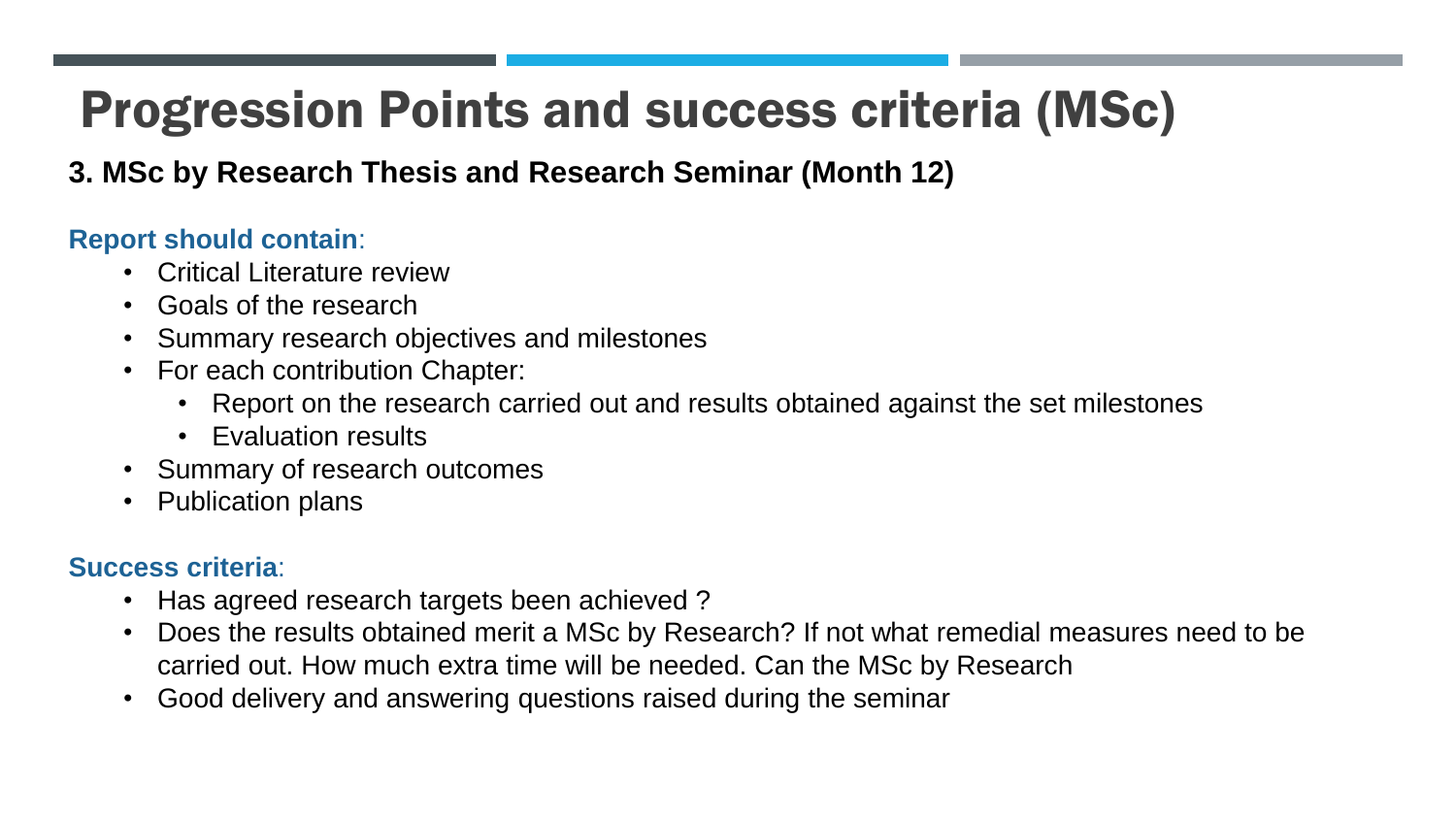# Progression Points and success criteria (MSc)

**3. MSc by Research Thesis and Research Seminar (Month 12)**

**Report should contain**:

- Critical Literature review
- Goals of the research
- Summary research objectives and milestones
- For each contribution Chapter:
  - Report on the research carried out and results obtained against the set milestones
  - Evaluation results
- Summary of research outcomes
- Publication plans

**Success criteria**:

- Has agreed research targets been achieved ?
- Does the results obtained merit a MSc by Research? If not what remedial measures need to be carried out. How much extra time will be needed. Can the MSc by Research
- Good delivery and answering questions raised during the seminar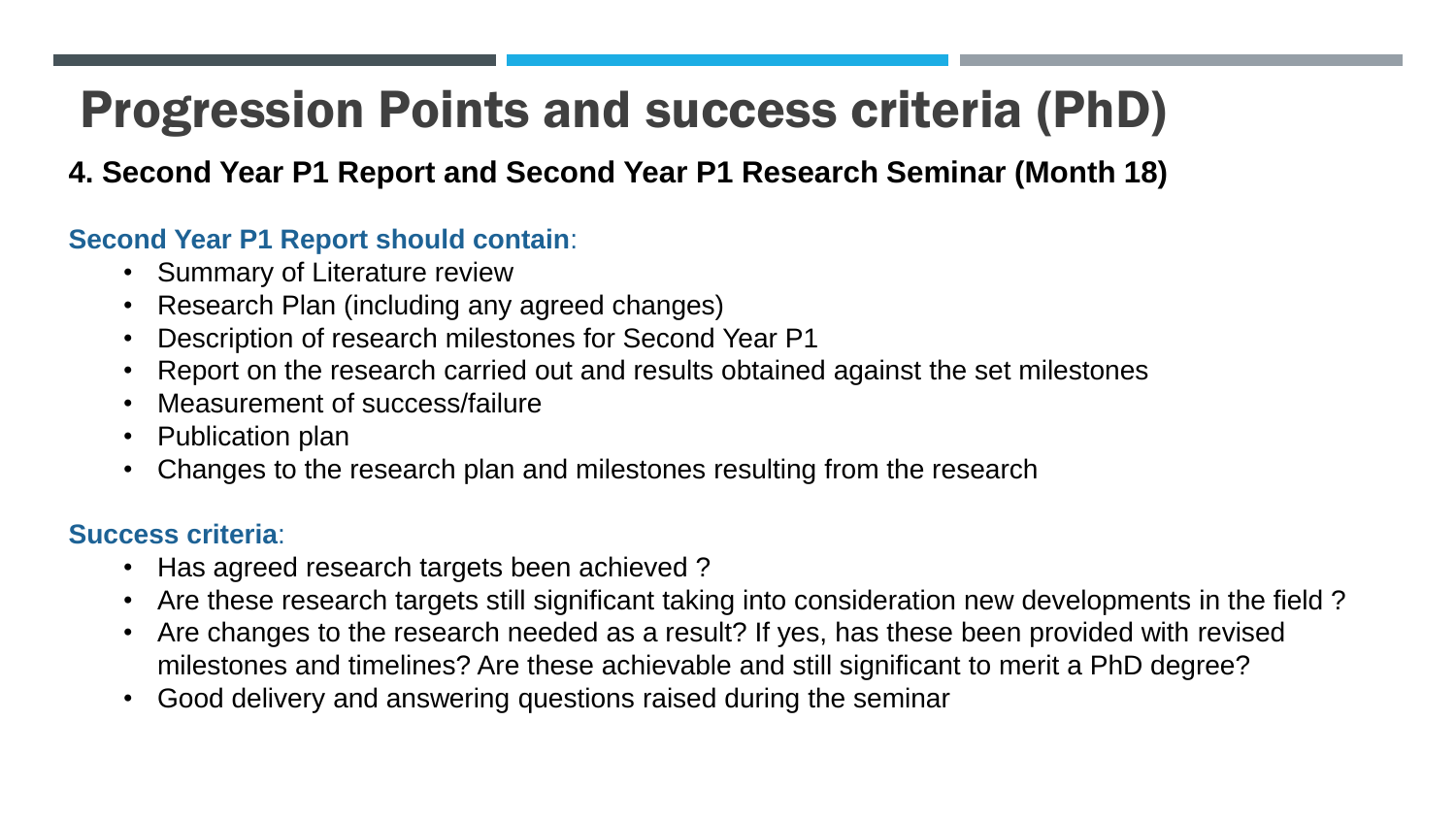# Progression Points and success criteria (PhD)

**4. Second Year P1 Report and Second Year P1 Research Seminar (Month 18)**

**Second Year P1 Report should contain**:

- Summary of Literature review
- Research Plan (including any agreed changes)
- Description of research milestones for Second Year P1
- Report on the research carried out and results obtained against the set milestones
- Measurement of success/failure
- Publication plan
- Changes to the research plan and milestones resulting from the research

**Success criteria**:

- Has agreed research targets been achieved ?
- Are these research targets still significant taking into consideration new developments in the field ?
- Are changes to the research needed as a result? If yes, has these been provided with revised milestones and timelines? Are these achievable and still significant to merit a PhD degree?
- Good delivery and answering questions raised during the seminar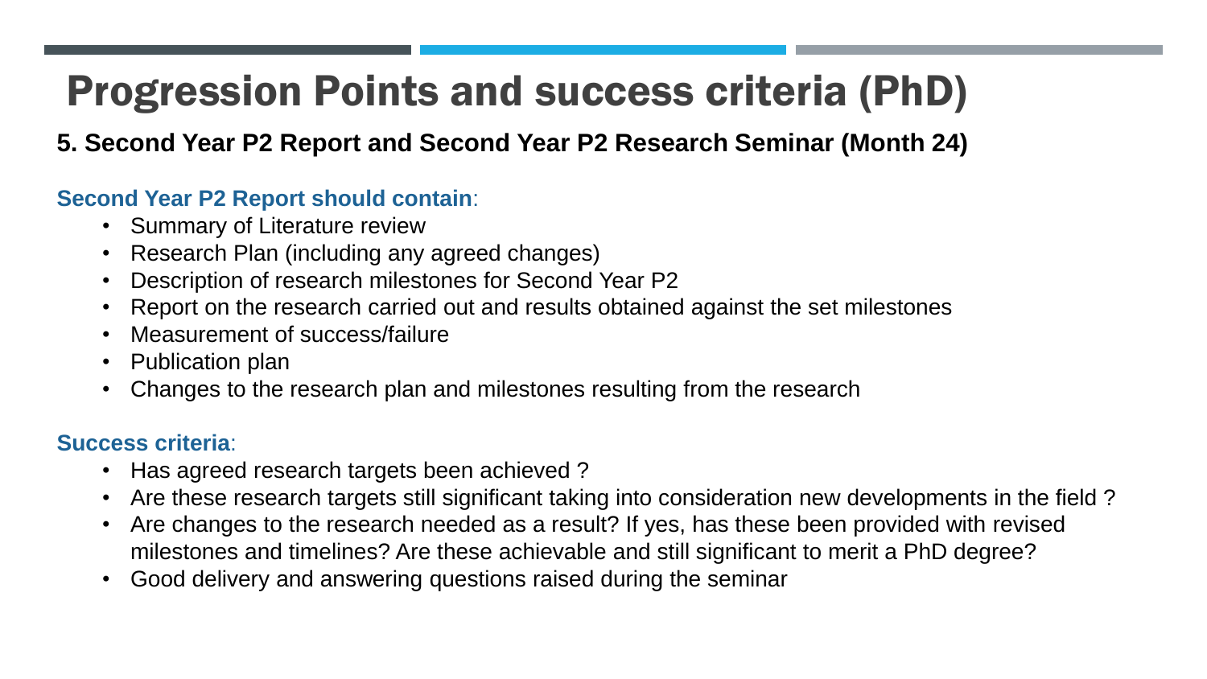# Progression Points and success criteria (PhD)

**5. Second Year P2 Report and Second Year P2 Research Seminar (Month 24)**

**Second Year P2 Report should contain**:

- Summary of Literature review
- Research Plan (including any agreed changes)
- Description of research milestones for Second Year P2
- Report on the research carried out and results obtained against the set milestones
- Measurement of success/failure
- Publication plan
- Changes to the research plan and milestones resulting from the research

**Success criteria**:

- Has agreed research targets been achieved ?
- Are these research targets still significant taking into consideration new developments in the field ?
- Are changes to the research needed as a result? If yes, has these been provided with revised milestones and timelines? Are these achievable and still significant to merit a PhD degree?
- Good delivery and answering questions raised during the seminar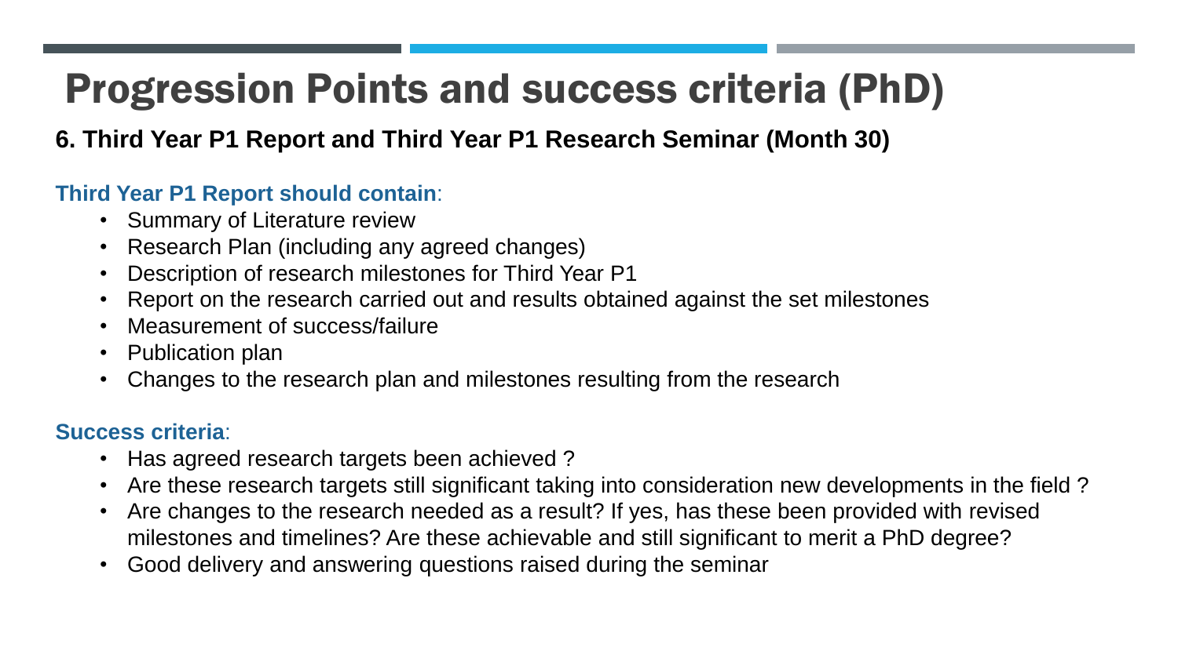# Progression Points and success criteria (PhD)

**6. Third Year P1 Report and Third Year P1 Research Seminar (Month 30)**

**Third Year P1 Report should contain**:

- Summary of Literature review
- Research Plan (including any agreed changes)
- Description of research milestones for Third Year P1
- Report on the research carried out and results obtained against the set milestones
- Measurement of success/failure
- Publication plan
- Changes to the research plan and milestones resulting from the research

**Success criteria**:

- Has agreed research targets been achieved ?
- Are these research targets still significant taking into consideration new developments in the field ?
- Are changes to the research needed as a result? If yes, has these been provided with revised milestones and timelines? Are these achievable and still significant to merit a PhD degree?
- Good delivery and answering questions raised during the seminar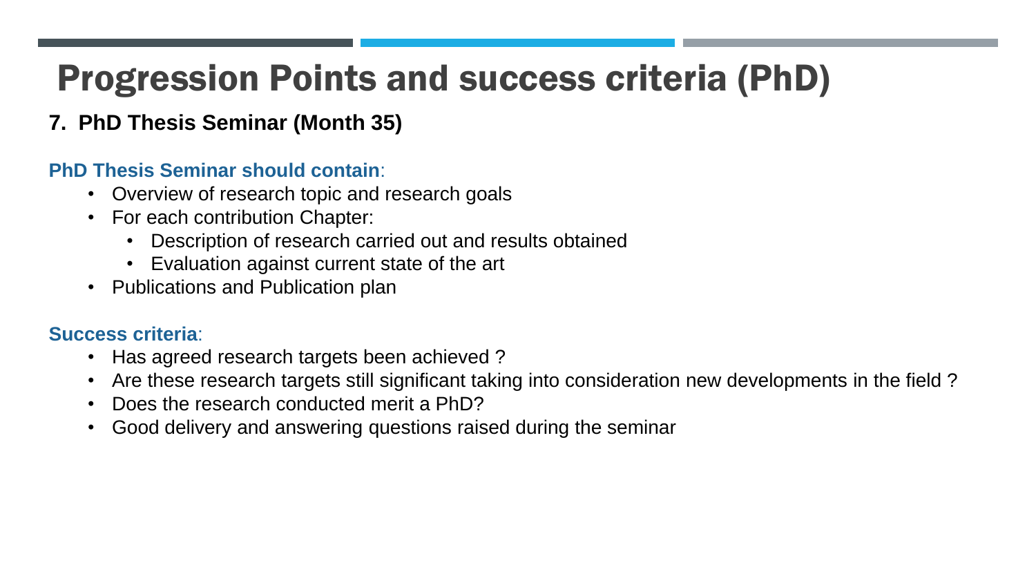# Progression Points and success criteria (PhD)

## 7. PhD Thesis Seminar (Month 35)

**PhD Thesis Seminar should contain**:

- Overview of research topic and research goals
- For each contribution Chapter:
  - Description of research carried out and results obtained
  - Evaluation against current state of the art
- Publications and Publication plan

**Success criteria**:

- Has agreed research targets been achieved ?
- Are these research targets still significant taking into consideration new developments in the field ?
- Does the research conducted merit a PhD?
- Good delivery and answering questions raised during the seminar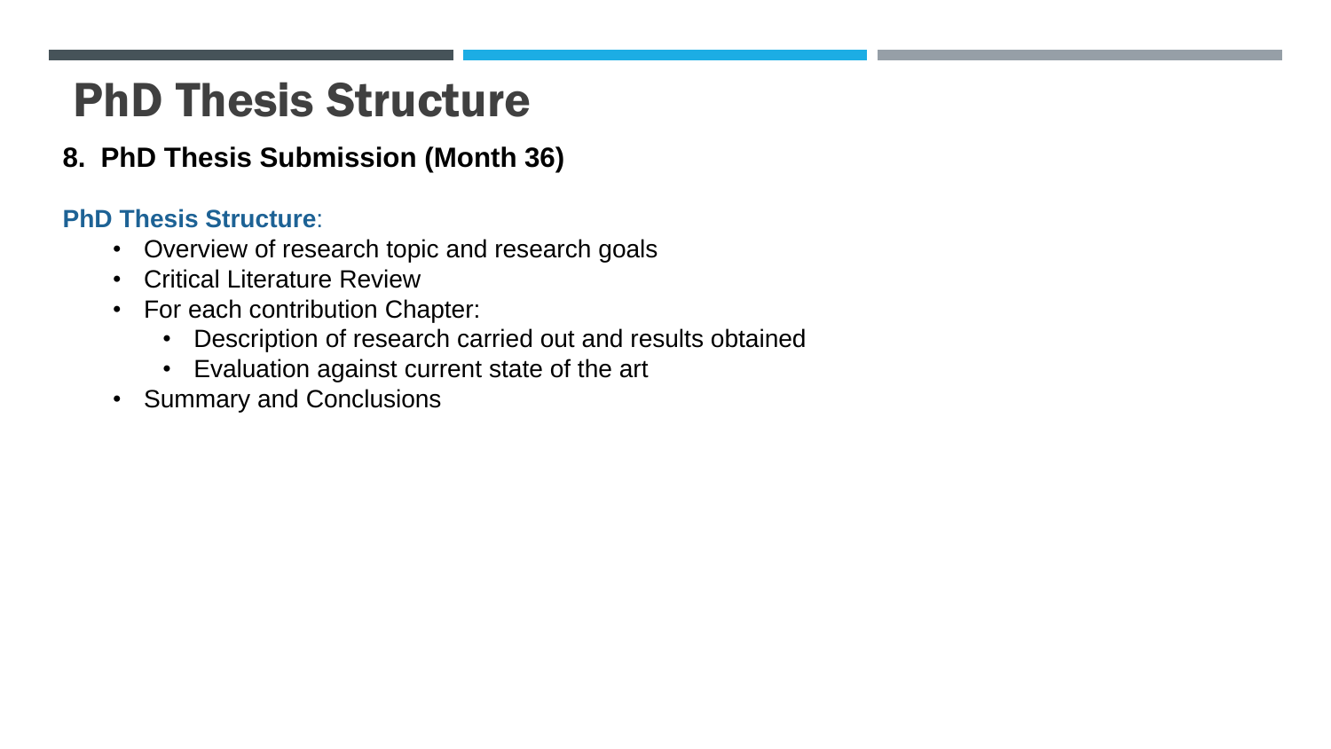# PhD Thesis Structure

**8. PhD Thesis Submission (Month 36)**

**PhD Thesis Structure**:

- Overview of research topic and research goals
- Critical Literature Review
- For each contribution Chapter:
  - Description of research carried out and results obtained
  - Evaluation against current state of the art
- Summary and Conclusions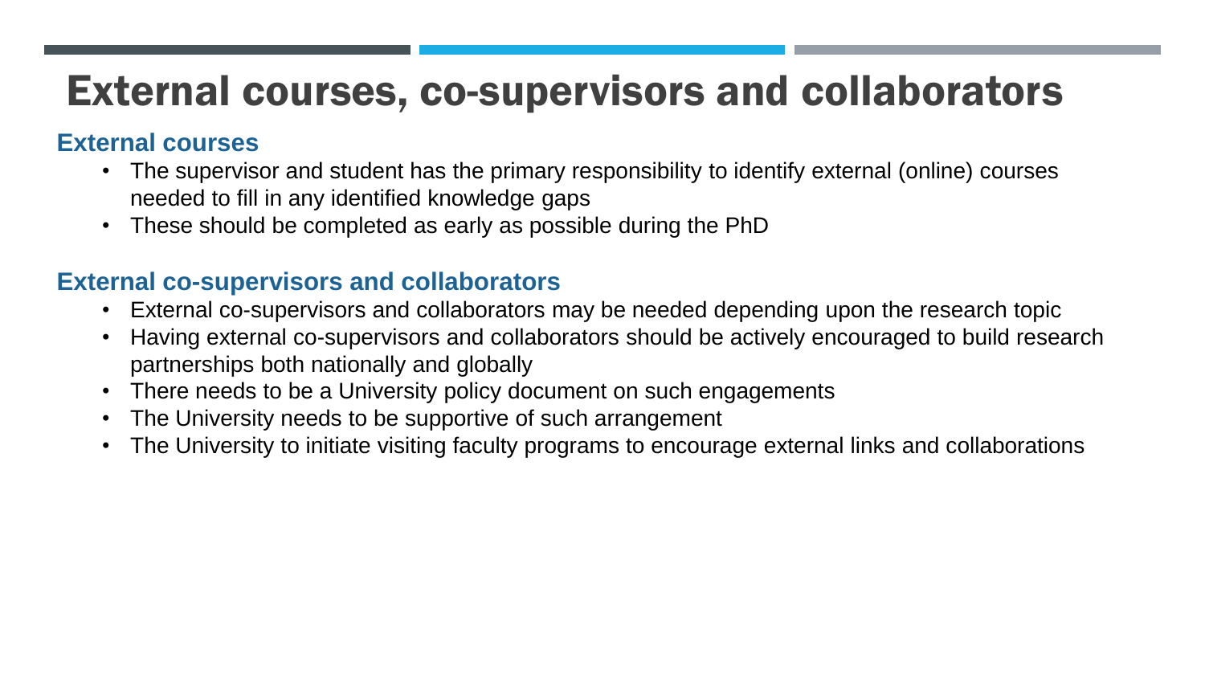# External courses, co-supervisors and collaborators

## External courses

- The supervisor and student has the primary responsibility to identify external (online) courses needed to fill in any identified knowledge gaps
- These should be completed as early as possible during the PhD

## External co-supervisors and collaborators

- External co-supervisors and collaborators may be needed depending upon the research topic
- Having external co-supervisors and collaborators should be actively encouraged to build research partnerships both nationally and globally
- There needs to be a University policy document on such engagements
- The University needs to be supportive of such arrangement
- The University to initiate visiting faculty programs to encourage external links and collaborations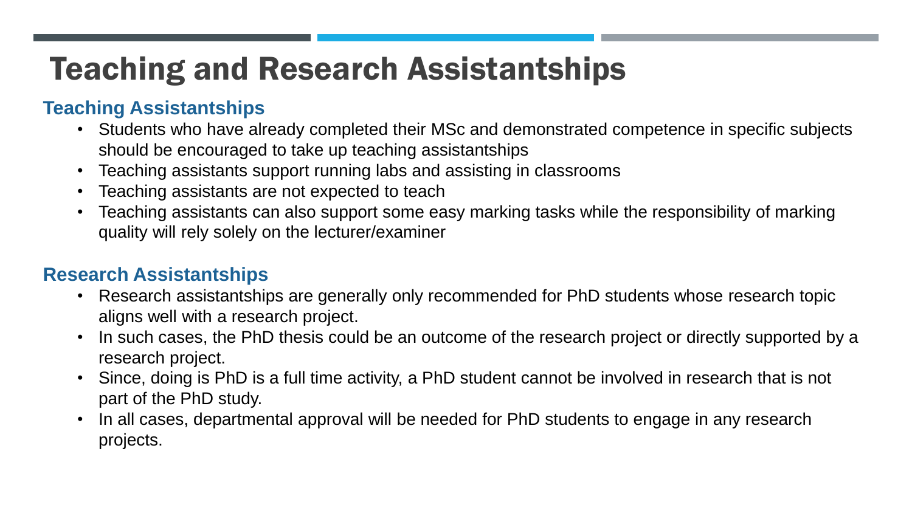# Teaching and Research Assistantships

## Teaching Assistantships

- Students who have already completed their MSc and demonstrated competence in specific subjects should be encouraged to take up teaching assistantships
- Teaching assistants support running labs and assisting in classrooms
- Teaching assistants are not expected to teach
- Teaching assistants can also support some easy marking tasks while the responsibility of marking quality will rely solely on the lecturer/examiner

## Research Assistantships

- Research assistantships are generally only recommended for PhD students whose research topic aligns well with a research project.
- In such cases, the PhD thesis could be an outcome of the research project or directly supported by a research project.
- Since, doing is PhD is a full time activity, a PhD student cannot be involved in research that is not part of the PhD study.
- In all cases, departmental approval will be needed for PhD students to engage in any research projects.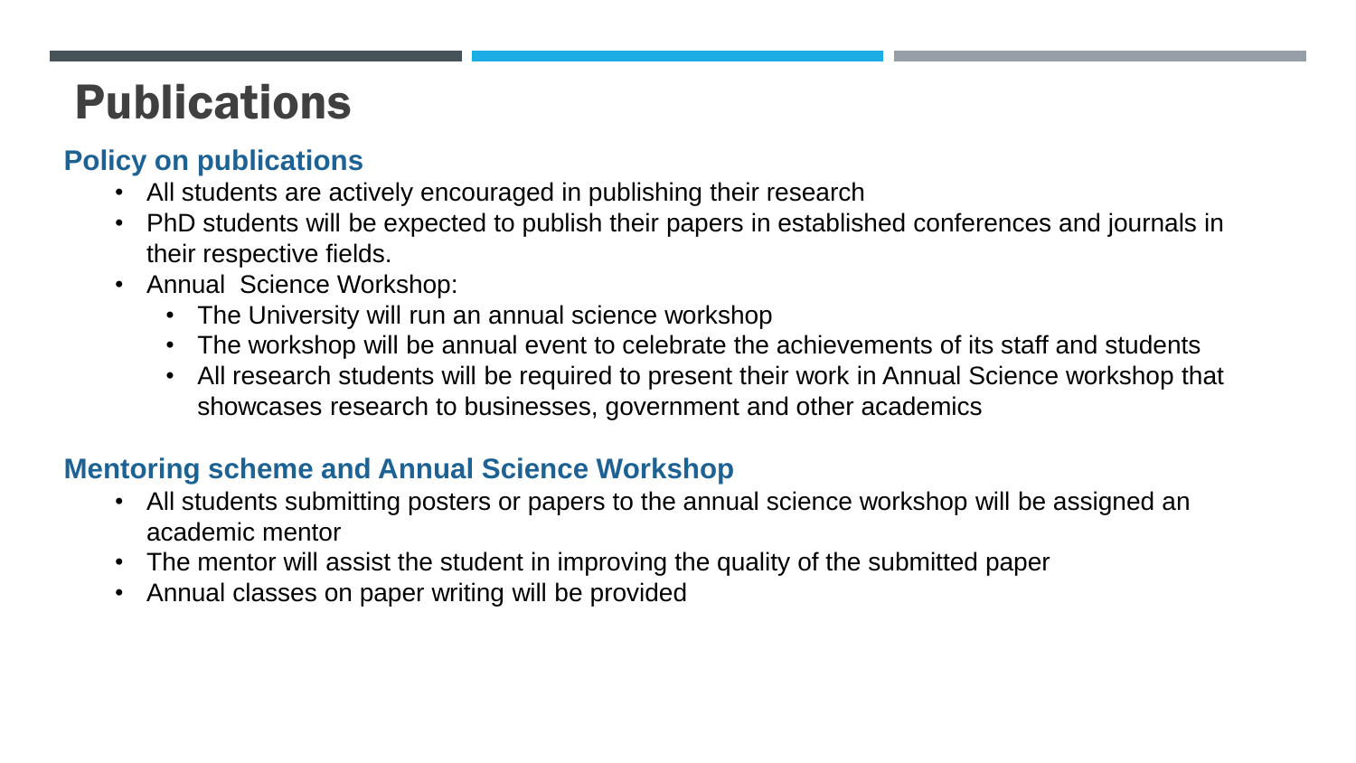# Publications

### Policy on publications

- All students are actively encouraged in publishing their research
- PhD students will be expected to publish their papers in established conferences and journals in their respective fields.
- Annual Science Workshop:
  - The University will run an annual science workshop
  - The workshop will be annual event to celebrate the achievements of its staff and students
  - All research students will be required to present their work in Annual Science workshop that showcases research to businesses, government and other academics

### Mentoring scheme and Annual Science Workshop

- All students submitting posters or papers to the annual science workshop will be assigned an academic mentor
- The mentor will assist the student in improving the quality of the submitted paper
- Annual classes on paper writing will be provided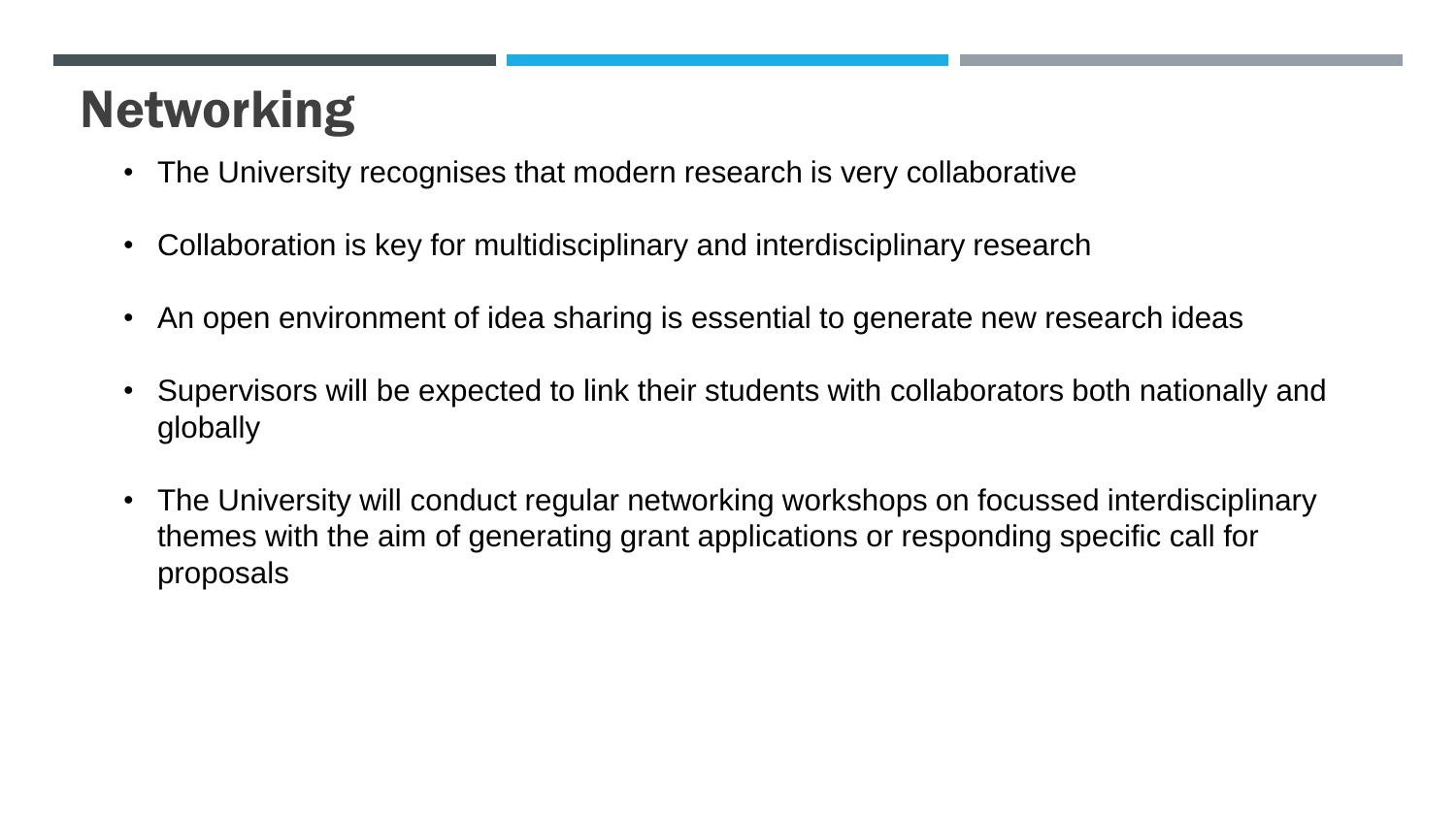# Networking

- The University recognises that modern research is very collaborative
- Collaboration is key for multidisciplinary and interdisciplinary research
- An open environment of idea sharing is essential to generate new research ideas
- Supervisors will be expected to link their students with collaborators both nationally and globally
- The University will conduct regular networking workshops on focussed interdisciplinary themes with the aim of generating grant applications or responding specific call for proposals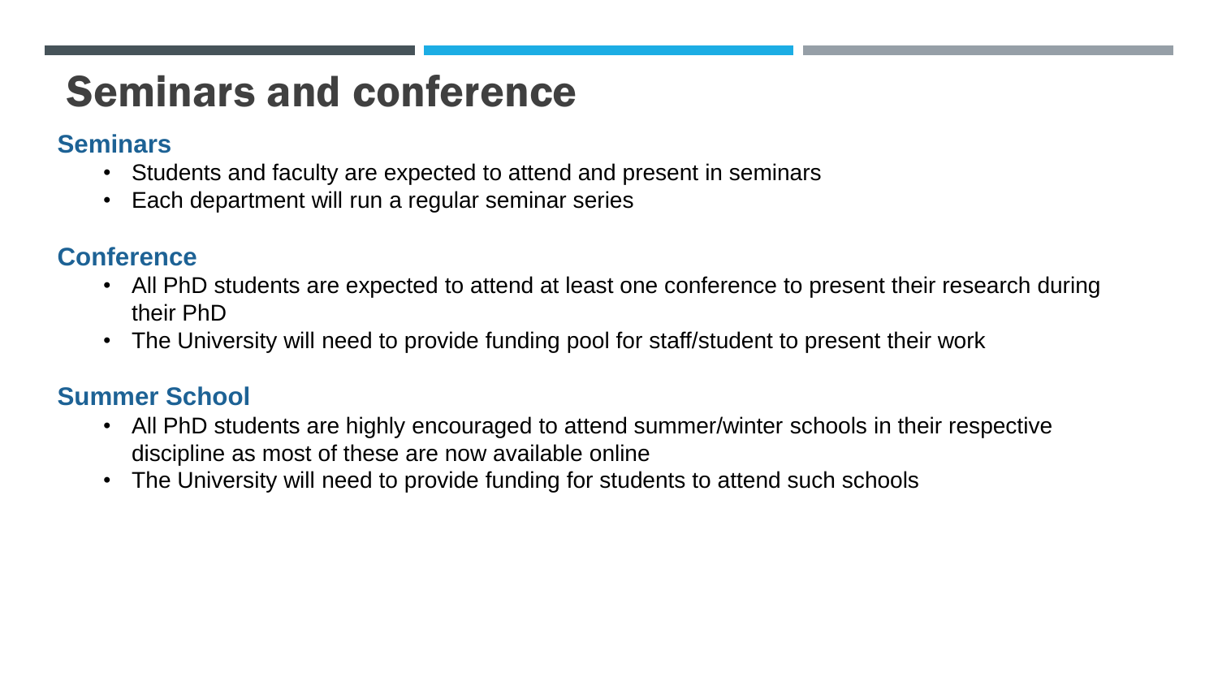# Seminars and conference

## Seminars

- Students and faculty are expected to attend and present in seminars
- Each department will run a regular seminar series

## Conference

- All PhD students are expected to attend at least one conference to present their research during their PhD
- The University will need to provide funding pool for staff/student to present their work

## Summer School

- All PhD students are highly encouraged to attend summer/winter schools in their respective discipline as most of these are now available online
- The University will need to provide funding for students to attend such schools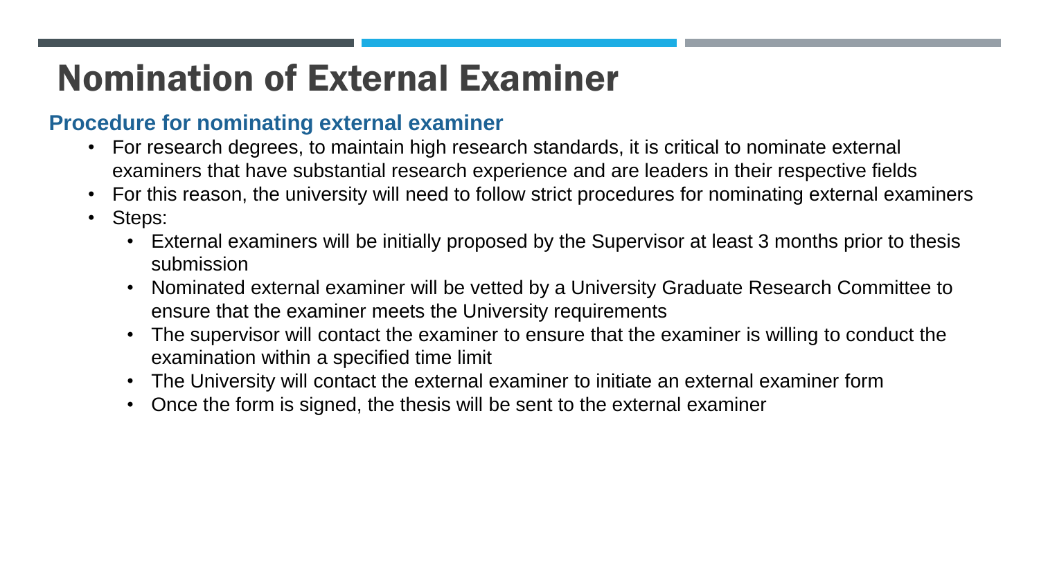# Nomination of External Examiner

## Procedure for nominating external examiner

- For research degrees, to maintain high research standards, it is critical to nominate external examiners that have substantial research experience and are leaders in their respective fields
- For this reason, the university will need to follow strict procedures for nominating external examiners
- Steps:
  - External examiners will be initially proposed by the Supervisor at least 3 months prior to thesis submission
  - Nominated external examiner will be vetted by a University Graduate Research Committee to ensure that the examiner meets the University requirements
  - The supervisor will contact the examiner to ensure that the examiner is willing to conduct the examination within a specified time limit
  - The University will contact the external examiner to initiate an external examiner form
  - Once the form is signed, the thesis will be sent to the external examiner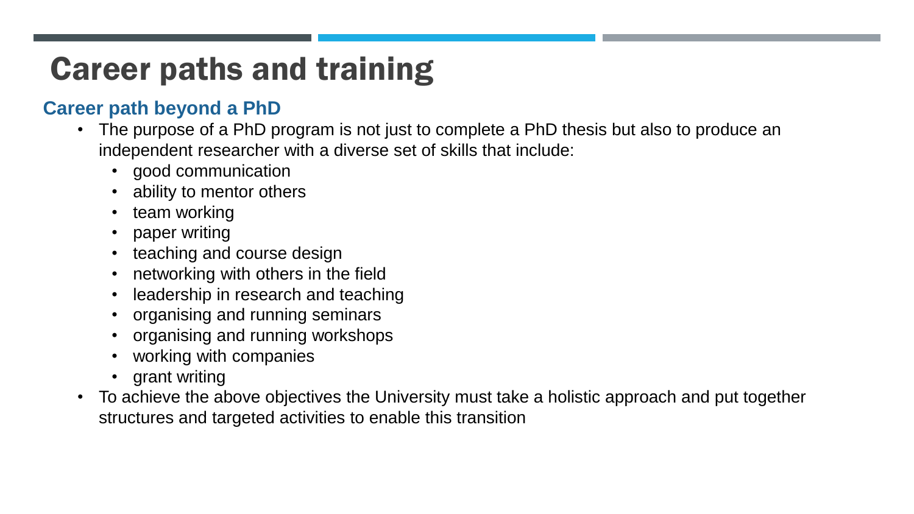# Career paths and training

## Career path beyond a PhD

- The purpose of a PhD program is not just to complete a PhD thesis but also to produce an independent researcher with a diverse set of skills that include:
  - good communication
  - ability to mentor others
  - team working
  - paper writing
  - teaching and course design
  - networking with others in the field
  - leadership in research and teaching
  - organising and running seminars
  - organising and running workshops
  - working with companies
  - grant writing
- To achieve the above objectives the University must take a holistic approach and put together structures and targeted activities to enable this transition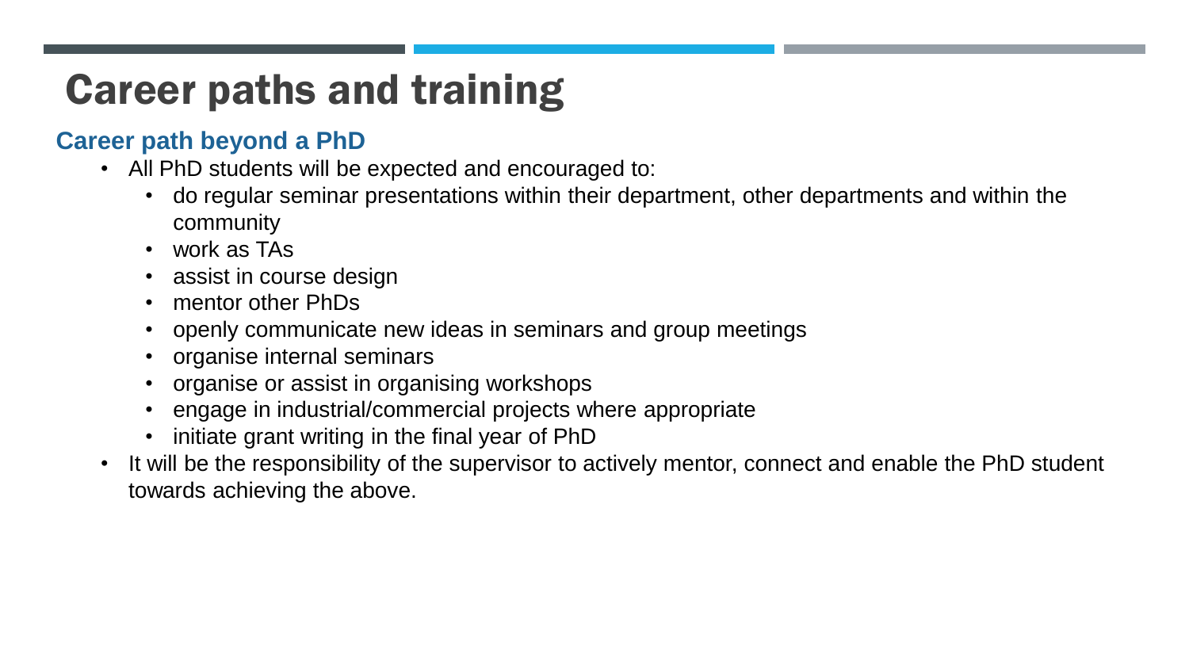# Career paths and training

## Career path beyond a PhD

- All PhD students will be expected and encouraged to:
  - do regular seminar presentations within their department, other departments and within the community
  - work as TAs
  - assist in course design
  - mentor other PhDs
  - openly communicate new ideas in seminars and group meetings
  - organise internal seminars
  - organise or assist in organising workshops
  - engage in industrial/commercial projects where appropriate
  - initiate grant writing in the final year of PhD
- It will be the responsibility of the supervisor to actively mentor, connect and enable the PhD student towards achieving the above.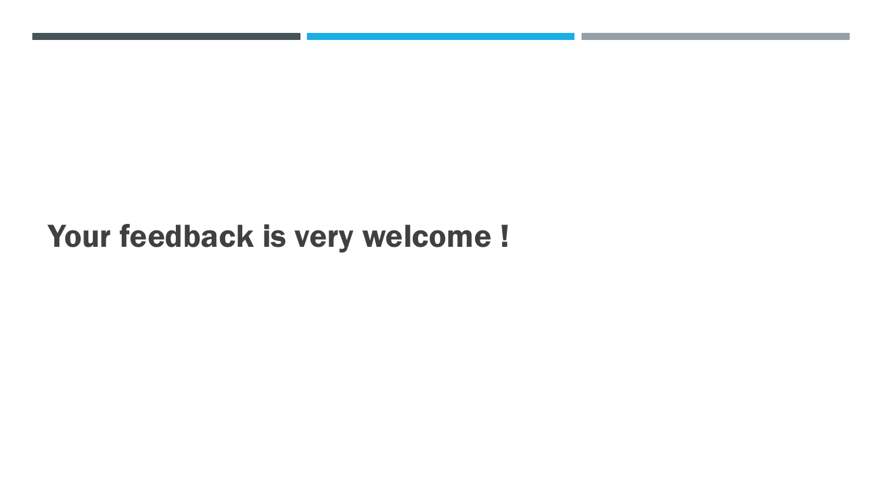# Your feedback is very welcome !